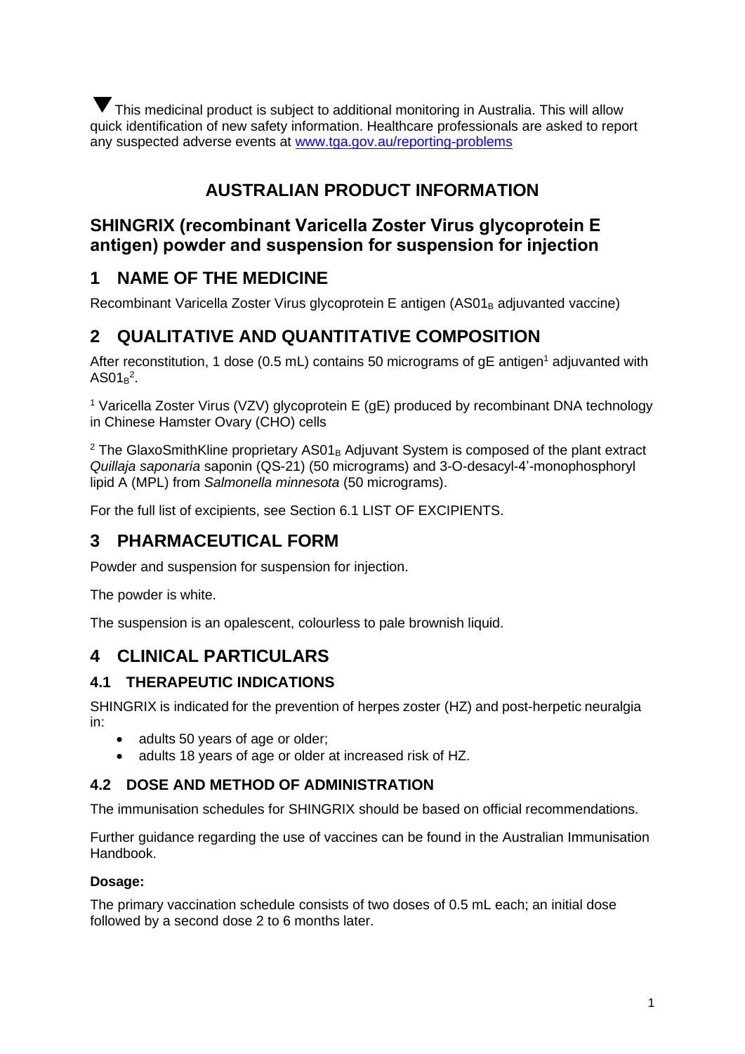▼ This medicinal product is subject to additional monitoring in Australia. This will allow quick identification of new safety information. Healthcare professionals are asked to report any suspected adverse events at [www.tga.gov.au/reporting-problems](http://www.tga.gov.au/reporting-problems)

# AUSTRALIAN PRODUCT INFORMATION

## SHINGRIX (recombinant Varicella Zoster Virus glycoprotein E antigen) powder and suspension for suspension for injection

## 1 NAME OF THE MEDICINE

Recombinant Varicella Zoster Virus glycoprotein E antigen ($AS01_B$ adjuvanted vaccine)

## 2 QUALITATIVE AND QUANTITATIVE COMPOSITION

After reconstitution, 1 dose (0.5 mL) contains 50 micrograms of gE antigen[1] adjuvanted with $AS01_B$[2].

[1] Varicella Zoster Virus (VZV) glycoprotein E (gE) produced by recombinant DNA technology in Chinese Hamster Ovary (CHO) cells

[2] The GlaxoSmithKline proprietary $AS01_B$ Adjuvant System is composed of the plant extract *Quillaja saponaria* saponin (QS-21) (50 micrograms) and 3-O-desacyl-4'-monophosphoryl lipid A (MPL) from *Salmonella minnesota* (50 micrograms).

For the full list of excipients, see Section 6.1 LIST OF EXCIPIENTS.

## 3 PHARMACEUTICAL FORM

Powder and suspension for suspension for injection.

The powder is white.

The suspension is an opalescent, colourless to pale brownish liquid.

## 4 CLINICAL PARTICULARS

### 4.1 THERAPEUTIC INDICATIONS

SHINGRIX is indicated for the prevention of herpes zoster (HZ) and post-herpetic neuralgia in:

- adults 50 years of age or older;
- adults 18 years of age or older at increased risk of HZ.

### 4.2 DOSE AND METHOD OF ADMINISTRATION

The immunisation schedules for SHINGRIX should be based on official recommendations.

Further guidance regarding the use of vaccines can be found in the Australian Immunisation Handbook.

**Dosage:**

The primary vaccination schedule consists of two doses of 0.5 mL each; an initial dose followed by a second dose 2 to 6 months later.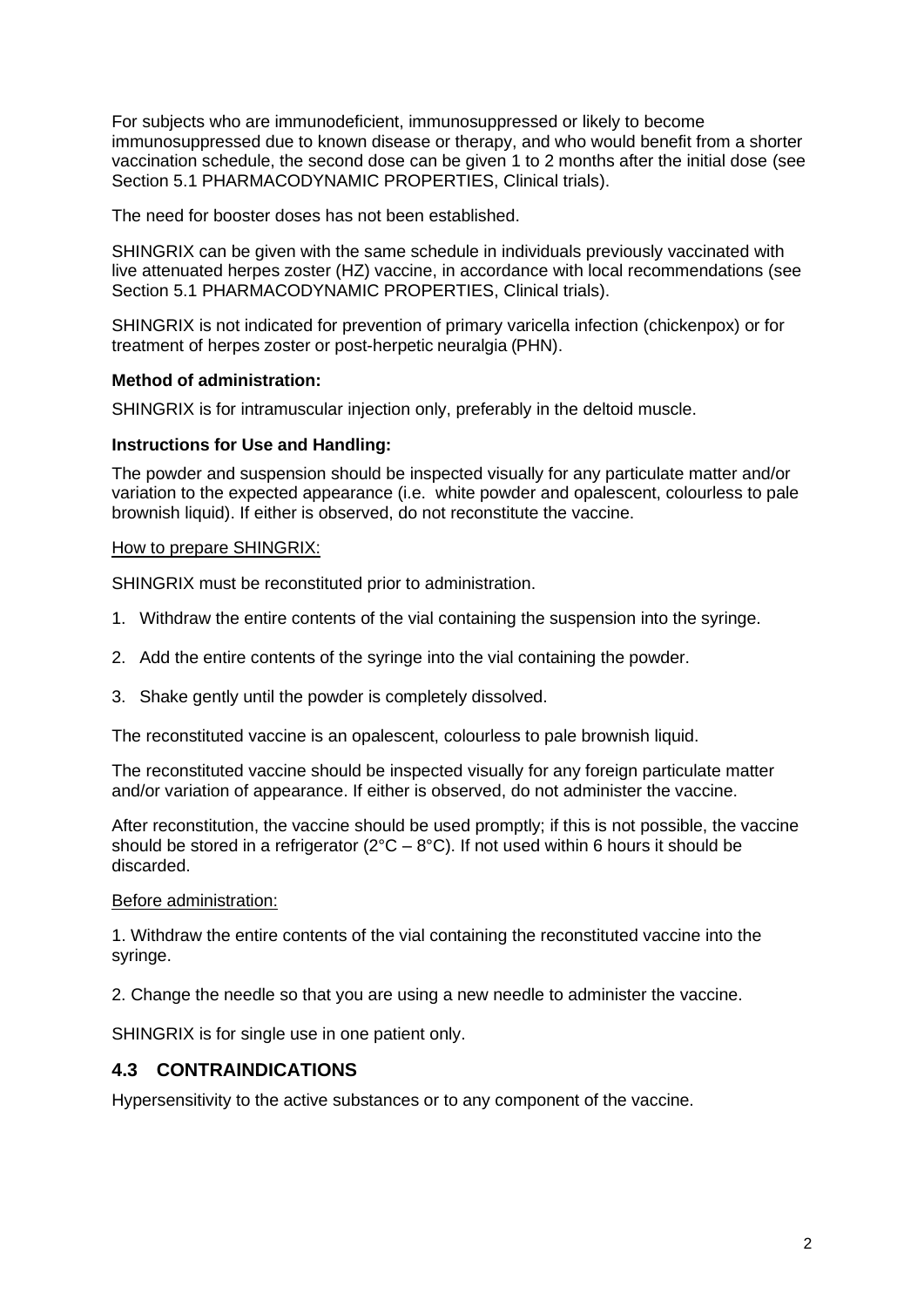For subjects who are immunodeficient, immunosuppressed or likely to become immunosuppressed due to known disease or therapy, and who would benefit from a shorter vaccination schedule, the second dose can be given 1 to 2 months after the initial dose (see Section 5.1 PHARMACODYNAMIC PROPERTIES, Clinical trials).

The need for booster doses has not been established.

SHINGRIX can be given with the same schedule in individuals previously vaccinated with live attenuated herpes zoster (HZ) vaccine, in accordance with local recommendations (see Section 5.1 PHARMACODYNAMIC PROPERTIES, Clinical trials).

SHINGRIX is not indicated for prevention of primary varicella infection (chickenpox) or for treatment of herpes zoster or post-herpetic neuralgia (PHN).

**Method of administration:**

SHINGRIX is for intramuscular injection only, preferably in the deltoid muscle.

**Instructions for Use and Handling:**

The powder and suspension should be inspected visually for any particulate matter and/or variation to the expected appearance (i.e. white powder and opalescent, colourless to pale brownish liquid). If either is observed, do not reconstitute the vaccine.

How to prepare SHINGRIX:

SHINGRIX must be reconstituted prior to administration.

1. Withdraw the entire contents of the vial containing the suspension into the syringe.
2. Add the entire contents of the syringe into the vial containing the powder.
3. Shake gently until the powder is completely dissolved.

The reconstituted vaccine is an opalescent, colourless to pale brownish liquid.

The reconstituted vaccine should be inspected visually for any foreign particulate matter and/or variation of appearance. If either is observed, do not administer the vaccine.

After reconstitution, the vaccine should be used promptly; if this is not possible, the vaccine should be stored in a refrigerator (2°C – 8°C). If not used within 6 hours it should be discarded.

Before administration:

1. Withdraw the entire contents of the vial containing the reconstituted vaccine into the syringe.

2. Change the needle so that you are using a new needle to administer the vaccine.

SHINGRIX is for single use in one patient only.

## 4.3 CONTRAINDICATIONS

Hypersensitivity to the active substances or to any component of the vaccine.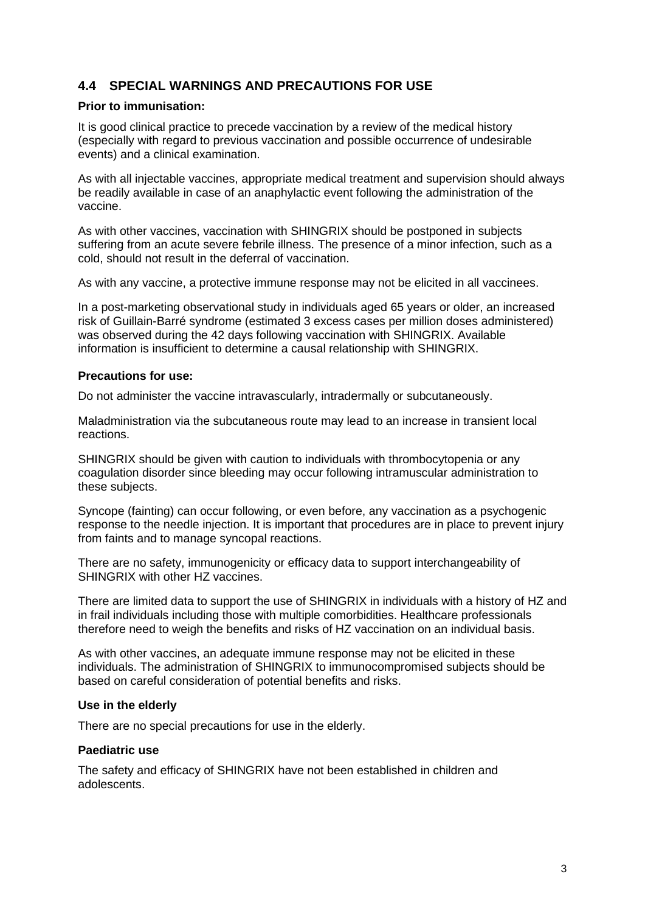## 4.4 SPECIAL WARNINGS AND PRECAUTIONS FOR USE

**Prior to immunisation:**

It is good clinical practice to precede vaccination by a review of the medical history (especially with regard to previous vaccination and possible occurrence of undesirable events) and a clinical examination.

As with all injectable vaccines, appropriate medical treatment and supervision should always be readily available in case of an anaphylactic event following the administration of the vaccine.

As with other vaccines, vaccination with SHINGRIX should be postponed in subjects suffering from an acute severe febrile illness. The presence of a minor infection, such as a cold, should not result in the deferral of vaccination.

As with any vaccine, a protective immune response may not be elicited in all vaccinees.

In a post-marketing observational study in individuals aged 65 years or older, an increased risk of Guillain-Barré syndrome (estimated 3 excess cases per million doses administered) was observed during the 42 days following vaccination with SHINGRIX. Available information is insufficient to determine a causal relationship with SHINGRIX.

**Precautions for use:**

Do not administer the vaccine intravascularly, intradermally or subcutaneously.

Maladministration via the subcutaneous route may lead to an increase in transient local reactions.

SHINGRIX should be given with caution to individuals with thrombocytopenia or any coagulation disorder since bleeding may occur following intramuscular administration to these subjects.

Syncope (fainting) can occur following, or even before, any vaccination as a psychogenic response to the needle injection. It is important that procedures are in place to prevent injury from faints and to manage syncopal reactions.

There are no safety, immunogenicity or efficacy data to support interchangeability of SHINGRIX with other HZ vaccines.

There are limited data to support the use of SHINGRIX in individuals with a history of HZ and in frail individuals including those with multiple comorbidities. Healthcare professionals therefore need to weigh the benefits and risks of HZ vaccination on an individual basis.

As with other vaccines, an adequate immune response may not be elicited in these individuals. The administration of SHINGRIX to immunocompromised subjects should be based on careful consideration of potential benefits and risks.

**Use in the elderly**

There are no special precautions for use in the elderly.

**Paediatric use**

The safety and efficacy of SHINGRIX have not been established in children and adolescents.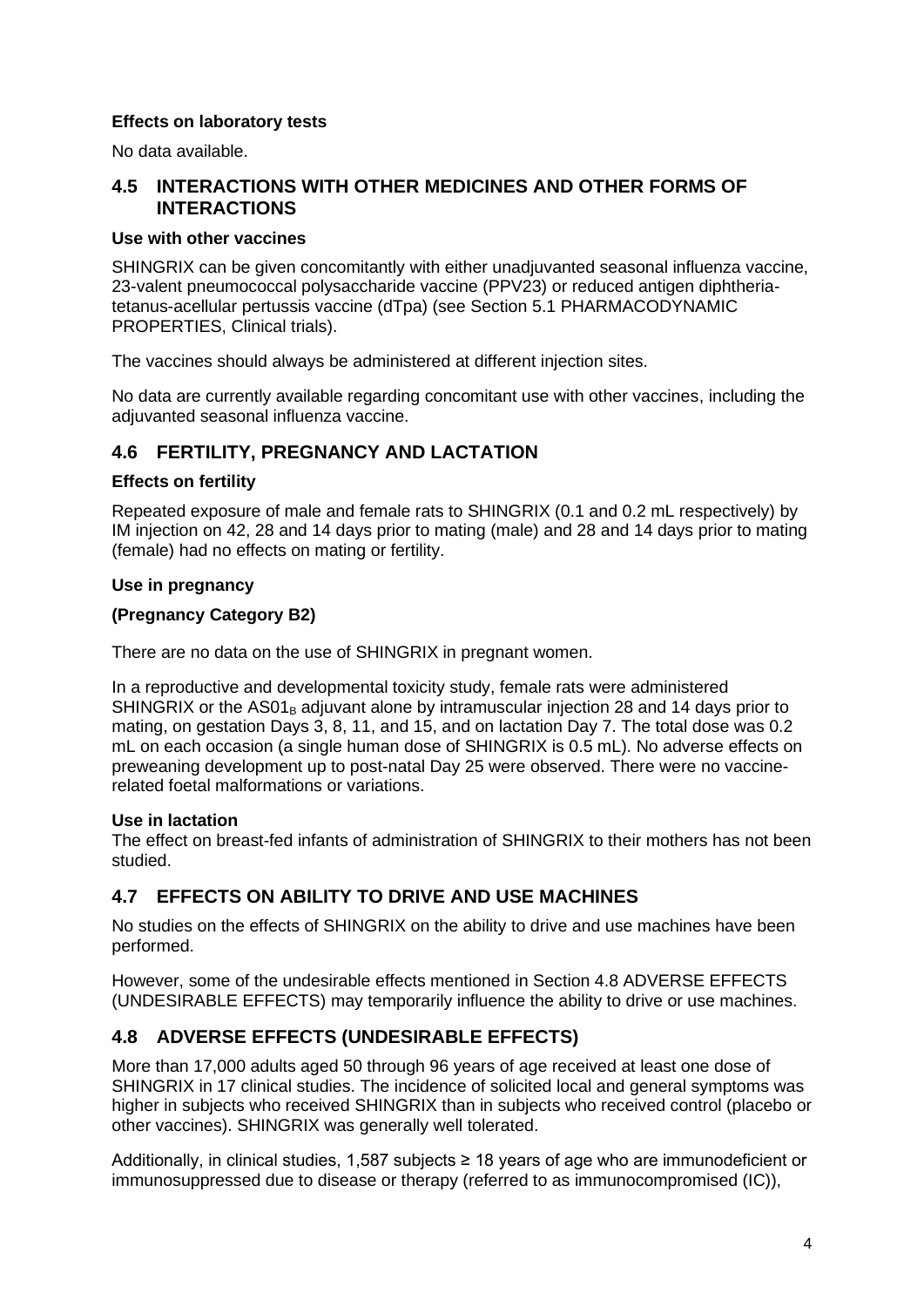#### Effects on laboratory tests

No data available.

## 4.5 INTERACTIONS WITH OTHER MEDICINES AND OTHER FORMS OF INTERACTIONS

#### Use with other vaccines

SHINGRIX can be given concomitantly with either unadjuvanted seasonal influenza vaccine, 23-valent pneumococcal polysaccharide vaccine (PPV23) or reduced antigen diphtheria-tetanus-acellular pertussis vaccine (dTpa) (see Section 5.1 PHARMACODYNAMIC PROPERTIES, Clinical trials).

The vaccines should always be administered at different injection sites.

No data are currently available regarding concomitant use with other vaccines, including the adjuvanted seasonal influenza vaccine.

## 4.6 FERTILITY, PREGNANCY AND LACTATION

#### Effects on fertility

Repeated exposure of male and female rats to SHINGRIX (0.1 and 0.2 mL respectively) by IM injection on 42, 28 and 14 days prior to mating (male) and 28 and 14 days prior to mating (female) had no effects on mating or fertility.

#### Use in pregnancy

#### (Pregnancy Category B2)

There are no data on the use of SHINGRIX in pregnant women.

In a reproductive and developmental toxicity study, female rats were administered SHINGRIX or the $AS01_B$ adjuvant alone by intramuscular injection 28 and 14 days prior to mating, on gestation Days 3, 8, 11, and 15, and on lactation Day 7. The total dose was 0.2 mL on each occasion (a single human dose of SHINGRIX is 0.5 mL). No adverse effects on preweaning development up to post-natal Day 25 were observed. There were no vaccine-related foetal malformations or variations.

#### Use in lactation

The effect on breast-fed infants of administration of SHINGRIX to their mothers has not been studied.

## 4.7 EFFECTS ON ABILITY TO DRIVE AND USE MACHINES

No studies on the effects of SHINGRIX on the ability to drive and use machines have been performed.

However, some of the undesirable effects mentioned in Section 4.8 ADVERSE EFFECTS (UNDESIRABLE EFFECTS) may temporarily influence the ability to drive or use machines.

## 4.8 ADVERSE EFFECTS (UNDESIRABLE EFFECTS)

More than 17,000 adults aged 50 through 96 years of age received at least one dose of SHINGRIX in 17 clinical studies. The incidence of solicited local and general symptoms was higher in subjects who received SHINGRIX than in subjects who received control (placebo or other vaccines). SHINGRIX was generally well tolerated.

Additionally, in clinical studies, 1,587 subjects ≥ 18 years of age who are immunodeficient or immunosuppressed due to disease or therapy (referred to as immunocompromised (IC)),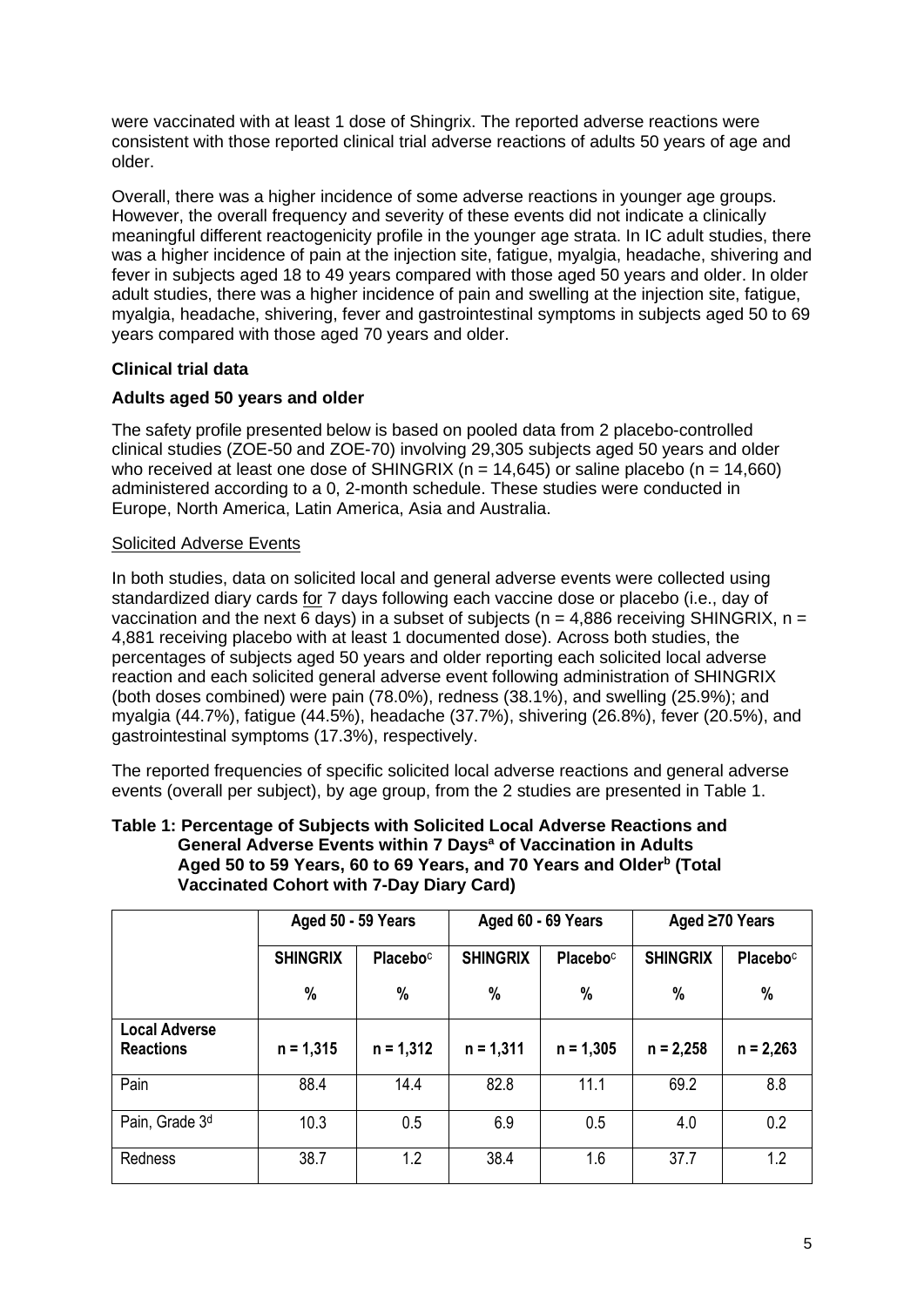were vaccinated with at least 1 dose of Shingrix. The reported adverse reactions were consistent with those reported clinical trial adverse reactions of adults 50 years of age and older.

Overall, there was a higher incidence of some adverse reactions in younger age groups. However, the overall frequency and severity of these events did not indicate a clinically meaningful different reactogenicity profile in the younger age strata. In IC adult studies, there was a higher incidence of pain at the injection site, fatigue, myalgia, headache, shivering and fever in subjects aged 18 to 49 years compared with those aged 50 years and older. In older adult studies, there was a higher incidence of pain and swelling at the injection site, fatigue, myalgia, headache, shivering, fever and gastrointestinal symptoms in subjects aged 50 to 69 years compared with those aged 70 years and older.

### Clinical trial data

#### Adults aged 50 years and older

The safety profile presented below is based on pooled data from 2 placebo-controlled clinical studies (ZOE-50 and ZOE-70) involving 29,305 subjects aged 50 years and older who received at least one dose of SHINGRIX (n = 14,645) or saline placebo (n = 14,660) administered according to a 0, 2-month schedule. These studies were conducted in Europe, North America, Latin America, Asia and Australia.

Solicited Adverse Events

In both studies, data on solicited local and general adverse events were collected using standardized diary cards for 7 days following each vaccine dose or placebo (i.e., day of vaccination and the next 6 days) in a subset of subjects (n = 4,886 receiving SHINGRIX, n = 4,881 receiving placebo with at least 1 documented dose). Across both studies, the percentages of subjects aged 50 years and older reporting each solicited local adverse reaction and each solicited general adverse event following administration of SHINGRIX (both doses combined) were pain (78.0%), redness (38.1%), and swelling (25.9%); and myalgia (44.7%), fatigue (44.5%), headache (37.7%), shivering (26.8%), fever (20.5%), and gastrointestinal symptoms (17.3%), respectively.

The reported frequencies of specific solicited local adverse reactions and general adverse events (overall per subject), by age group, from the 2 studies are presented in Table 1.

**Table 1: Percentage of Subjects with Solicited Local Adverse Reactions and General Adverse Events within 7 Days[a] of Vaccination in Adults Aged 50 to 59 Years, 60 to 69 Years, and 70 Years and Older[b] (Total Vaccinated Cohort with 7-Day Diary Card)**

| | Aged 50 - 59 Years | | Aged 60 - 69 Years | | Aged ≥70 Years | |
|---|---|---|---|---|---|---|
| | SHINGRIX % | Placebo[c] % | SHINGRIX % | Placebo[c] % | SHINGRIX % | Placebo[c] % |
| **Local Adverse Reactions** | n = 1,315 | n = 1,312 | n = 1,311 | n = 1,305 | n = 2,258 | n = 2,263 |
| Pain | 88.4 | 14.4 | 82.8 | 11.1 | 69.2 | 8.8 |
| Pain, Grade 3[d] | 10.3 | 0.5 | 6.9 | 0.5 | 4.0 | 0.2 |
| Redness | 38.7 | 1.2 | 38.4 | 1.6 | 37.7 | 1.2 |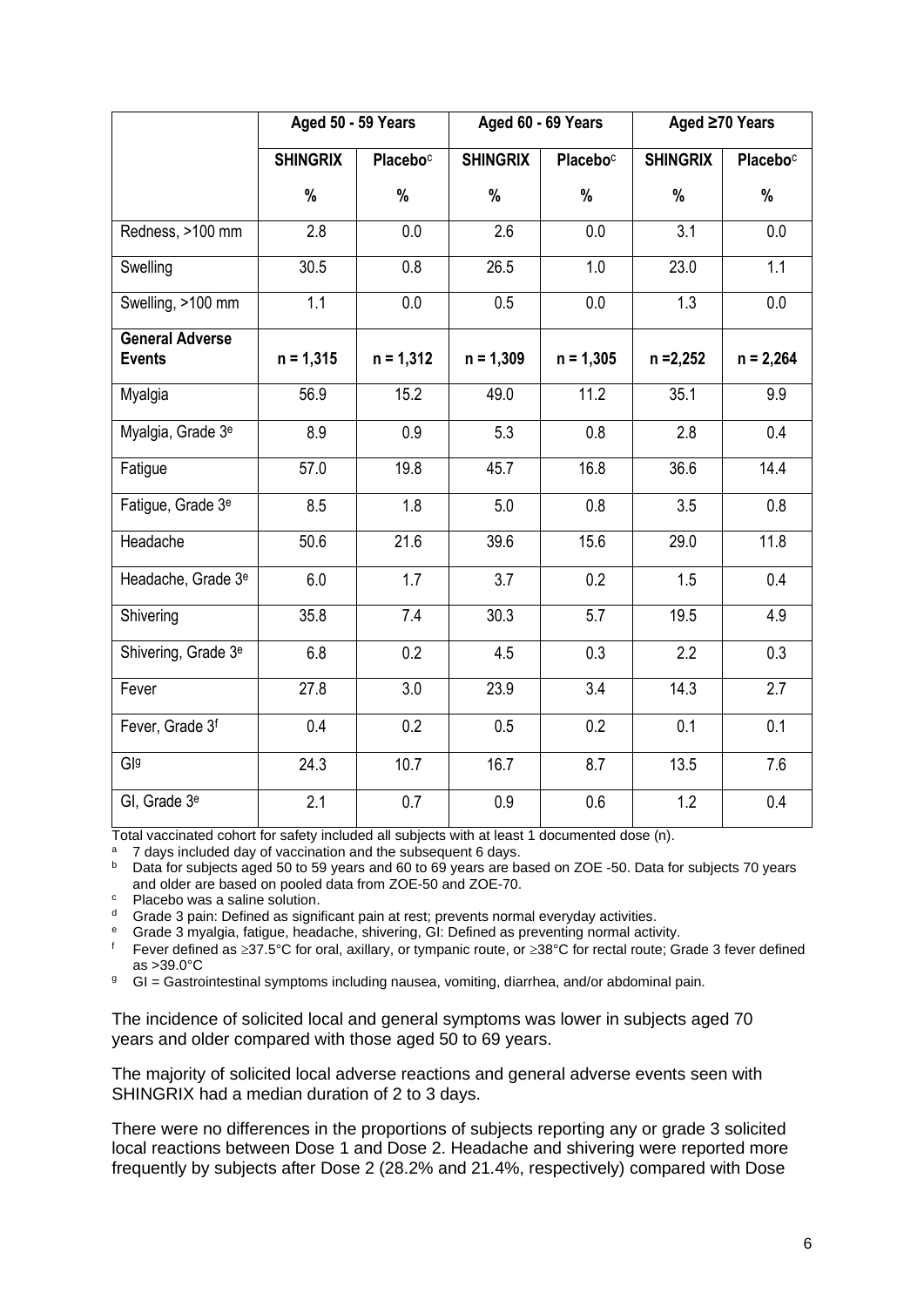| | Aged 50 - 59 Years | | Aged 60 - 69 Years | | Aged ≥70 Years | |
|---|---|---|---|---|---|---|
| | SHINGRIX | Placebo[c] | SHINGRIX | Placebo[c] | SHINGRIX | Placebo[c] |
| | % | % | % | % | % | % |
| Redness, >100 mm | 2.8 | 0.0 | 2.6 | 0.0 | 3.1 | 0.0 |
| Swelling | 30.5 | 0.8 | 26.5 | 1.0 | 23.0 | 1.1 |
| Swelling, >100 mm | 1.1 | 0.0 | 0.5 | 0.0 | 1.3 | 0.0 |
| **General Adverse Events** | **n = 1,315** | **n = 1,312** | **n = 1,309** | **n = 1,305** | **n =2,252** | **n = 2,264** |
| Myalgia | 56.9 | 15.2 | 49.0 | 11.2 | 35.1 | 9.9 |
| Myalgia, Grade 3[e] | 8.9 | 0.9 | 5.3 | 0.8 | 2.8 | 0.4 |
| Fatigue | 57.0 | 19.8 | 45.7 | 16.8 | 36.6 | 14.4 |
| Fatigue, Grade 3[e] | 8.5 | 1.8 | 5.0 | 0.8 | 3.5 | 0.8 |
| Headache | 50.6 | 21.6 | 39.6 | 15.6 | 29.0 | 11.8 |
| Headache, Grade 3[e] | 6.0 | 1.7 | 3.7 | 0.2 | 1.5 | 0.4 |
| Shivering | 35.8 | 7.4 | 30.3 | 5.7 | 19.5 | 4.9 |
| Shivering, Grade 3[e] | 6.8 | 0.2 | 4.5 | 0.3 | 2.2 | 0.3 |
| Fever | 27.8 | 3.0 | 23.9 | 3.4 | 14.3 | 2.7 |
| Fever, Grade 3[f] | 0.4 | 0.2 | 0.5 | 0.2 | 0.1 | 0.1 |
| GI[g] | 24.3 | 10.7 | 16.7 | 8.7 | 13.5 | 7.6 |
| GI, Grade 3[e] | 2.1 | 0.7 | 0.9 | 0.6 | 1.2 | 0.4 |

Total vaccinated cohort for safety included all subjects with at least 1 documented dose (n).

[a] 7 days included day of vaccination and the subsequent 6 days.

[b] Data for subjects aged 50 to 59 years and 60 to 69 years are based on ZOE -50. Data for subjects 70 years and older are based on pooled data from ZOE-50 and ZOE-70.

[c] Placebo was a saline solution.

[d] Grade 3 pain: Defined as significant pain at rest; prevents normal everyday activities.

[e] Grade 3 myalgia, fatigue, headache, shivering, GI: Defined as preventing normal activity.

[f] Fever defined as ≥37.5°C for oral, axillary, or tympanic route, or ≥38°C for rectal route; Grade 3 fever defined as >39.0°C

[g] GI = Gastrointestinal symptoms including nausea, vomiting, diarrhea, and/or abdominal pain.

The incidence of solicited local and general symptoms was lower in subjects aged 70 years and older compared with those aged 50 to 69 years.

The majority of solicited local adverse reactions and general adverse events seen with SHINGRIX had a median duration of 2 to 3 days.

There were no differences in the proportions of subjects reporting any or grade 3 solicited local reactions between Dose 1 and Dose 2. Headache and shivering were reported more frequently by subjects after Dose 2 (28.2% and 21.4%, respectively) compared with Dose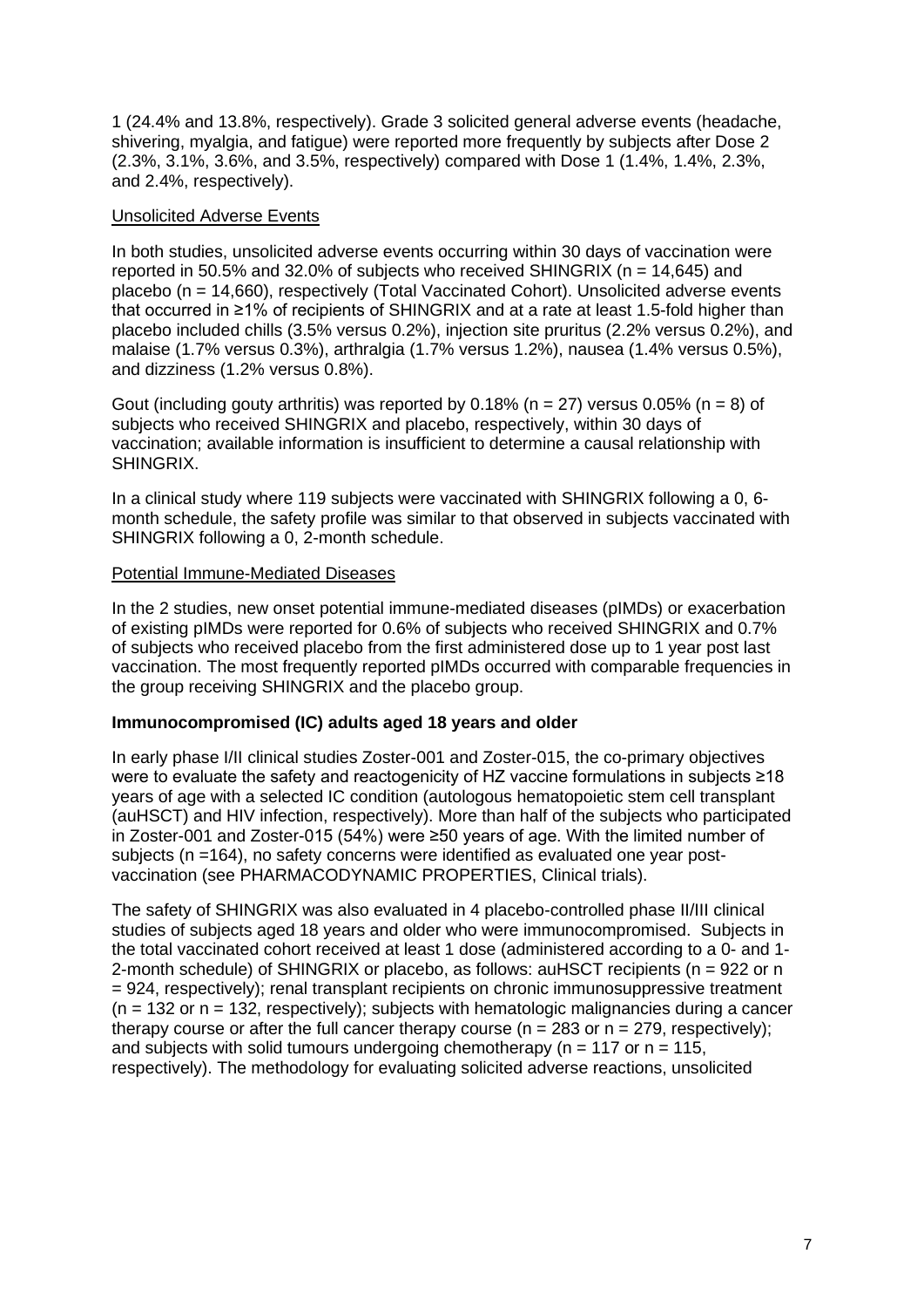1 (24.4% and 13.8%, respectively). Grade 3 solicited general adverse events (headache, shivering, myalgia, and fatigue) were reported more frequently by subjects after Dose 2 (2.3%, 3.1%, 3.6%, and 3.5%, respectively) compared with Dose 1 (1.4%, 1.4%, 2.3%, and 2.4%, respectively).

Unsolicited Adverse Events

In both studies, unsolicited adverse events occurring within 30 days of vaccination were reported in 50.5% and 32.0% of subjects who received SHINGRIX (n = 14,645) and placebo (n = 14,660), respectively (Total Vaccinated Cohort). Unsolicited adverse events that occurred in ≥1% of recipients of SHINGRIX and at a rate at least 1.5-fold higher than placebo included chills (3.5% versus 0.2%), injection site pruritus (2.2% versus 0.2%), and malaise (1.7% versus 0.3%), arthralgia (1.7% versus 1.2%), nausea (1.4% versus 0.5%), and dizziness (1.2% versus 0.8%).

Gout (including gouty arthritis) was reported by 0.18% (n = 27) versus 0.05% (n = 8) of subjects who received SHINGRIX and placebo, respectively, within 30 days of vaccination; available information is insufficient to determine a causal relationship with SHINGRIX.

In a clinical study where 119 subjects were vaccinated with SHINGRIX following a 0, 6-month schedule, the safety profile was similar to that observed in subjects vaccinated with SHINGRIX following a 0, 2-month schedule.

Potential Immune-Mediated Diseases

In the 2 studies, new onset potential immune-mediated diseases (pIMDs) or exacerbation of existing pIMDs were reported for 0.6% of subjects who received SHINGRIX and 0.7% of subjects who received placebo from the first administered dose up to 1 year post last vaccination. The most frequently reported pIMDs occurred with comparable frequencies in the group receiving SHINGRIX and the placebo group.

**Immunocompromised (IC) adults aged 18 years and older**

In early phase I/II clinical studies Zoster-001 and Zoster-015, the co-primary objectives were to evaluate the safety and reactogenicity of HZ vaccine formulations in subjects ≥18 years of age with a selected IC condition (autologous hematopoietic stem cell transplant (auHSCT) and HIV infection, respectively). More than half of the subjects who participated in Zoster-001 and Zoster-015 (54%) were ≥50 years of age. With the limited number of subjects (n =164), no safety concerns were identified as evaluated one year post-vaccination (see PHARMACODYNAMIC PROPERTIES, Clinical trials).

The safety of SHINGRIX was also evaluated in 4 placebo-controlled phase II/III clinical studies of subjects aged 18 years and older who were immunocompromised. Subjects in the total vaccinated cohort received at least 1 dose (administered according to a 0- and 1-2-month schedule) of SHINGRIX or placebo, as follows: auHSCT recipients (n = 922 or n = 924, respectively); renal transplant recipients on chronic immunosuppressive treatment (n = 132 or n = 132, respectively); subjects with hematologic malignancies during a cancer therapy course or after the full cancer therapy course (n = 283 or n = 279, respectively); and subjects with solid tumours undergoing chemotherapy (n = 117 or n = 115, respectively). The methodology for evaluating solicited adverse reactions, unsolicited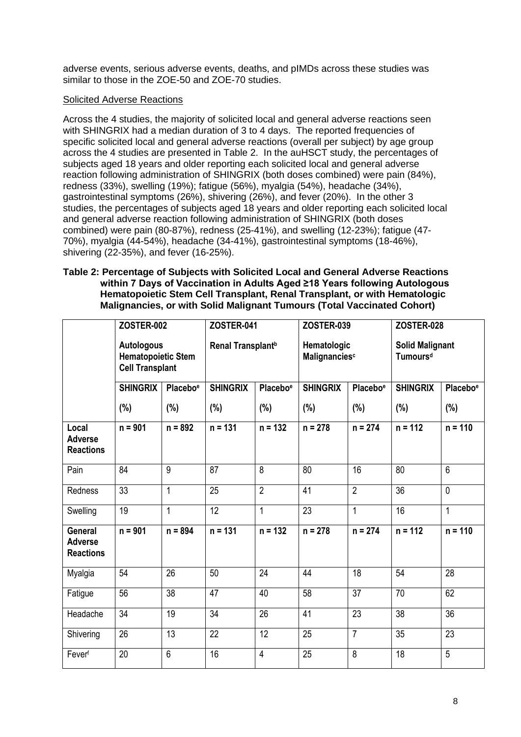adverse events, serious adverse events, deaths, and pIMDs across these studies was similar to those in the ZOE-50 and ZOE-70 studies.

Solicited Adverse Reactions

Across the 4 studies, the majority of solicited local and general adverse reactions seen with SHINGRIX had a median duration of 3 to 4 days. The reported frequencies of specific solicited local and general adverse reactions (overall per subject) by age group across the 4 studies are presented in Table 2. In the auHSCT study, the percentages of subjects aged 18 years and older reporting each solicited local and general adverse reaction following administration of SHINGRIX (both doses combined) were pain (84%), redness (33%), swelling (19%); fatigue (56%), myalgia (54%), headache (34%), gastrointestinal symptoms (26%), shivering (26%), and fever (20%). In the other 3 studies, the percentages of subjects aged 18 years and older reporting each solicited local and general adverse reaction following administration of SHINGRIX (both doses combined) were pain (80-87%), redness (25-41%), and swelling (12-23%); fatigue (47-70%), myalgia (44-54%), headache (34-41%), gastrointestinal symptoms (18-46%), shivering (22-35%), and fever (16-25%).

**Table 2: Percentage of Subjects with Solicited Local and General Adverse Reactions within 7 Days of Vaccination in Adults Aged ≥18 Years following Autologous Hematopoietic Stem Cell Transplant, Renal Transplant, or with Hematologic Malignancies, or with Solid Malignant Tumours (Total Vaccinated Cohort)**

| | ZOSTER-002 Autologous Hematopoietic Stem Cell Transplant | | ZOSTER-041 Renal Transplant[b] | | ZOSTER-039 Hematologic Malignancies[c] | | ZOSTER-028 Solid Malignant Tumours[d] | |
|---|---|---|---|---|---|---|---|---|
| | SHINGRIX (%) | Placebo[e] (%) | SHINGRIX (%) | Placebo[e] (%) | SHINGRIX (%) | Placebo[e] (%) | SHINGRIX (%) | Placebo[e] (%) |
| **Local Adverse Reactions** | n = 901 | n = 892 | n = 131 | n = 132 | n = 278 | n = 274 | n = 112 | n = 110 |
| Pain | 84 | 9 | 87 | 8 | 80 | 16 | 80 | 6 |
| Redness | 33 | 1 | 25 | 2 | 41 | 2 | 36 | 0 |
| Swelling | 19 | 1 | 12 | 1 | 23 | 1 | 16 | 1 |
| **General Adverse Reactions** | n = 901 | n = 894 | n = 131 | n = 132 | n = 278 | n = 274 | n = 112 | n = 110 |
| Myalgia | 54 | 26 | 50 | 24 | 44 | 18 | 54 | 28 |
| Fatigue | 56 | 38 | 47 | 40 | 58 | 37 | 70 | 62 |
| Headache | 34 | 19 | 34 | 26 | 41 | 23 | 38 | 36 |
| Shivering | 26 | 13 | 22 | 12 | 25 | 7 | 35 | 23 |
| Fever[f] | 20 | 6 | 16 | 4 | 25 | 8 | 18 | 5 |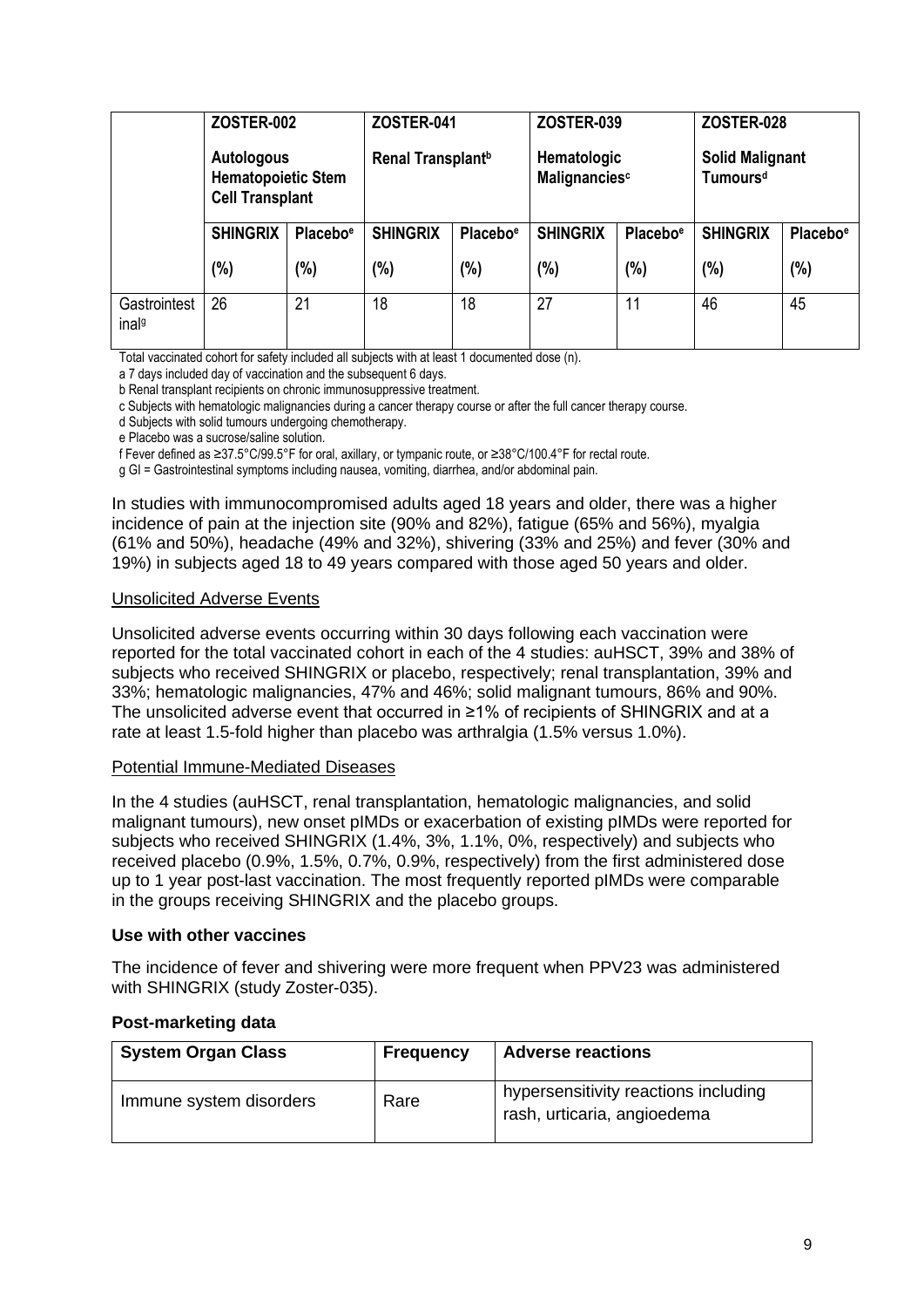| | ZOSTER-002 | | ZOSTER-041 | | ZOSTER-039 | | ZOSTER-028 | |
|---|---|---|---|---|---|---|---|---|
| | Autologous Hematopoietic Stem Cell Transplant | | Renal Transplant[b] | | Hematologic Malignancies[c] | | Solid Malignant Tumours[d] | |
| | SHINGRIX (%) | Placebo[e] (%) | SHINGRIX (%) | Placebo[e] (%) | SHINGRIX (%) | Placebo[e] (%) | SHINGRIX (%) | Placebo[e] (%) |
| Gastrointestinal[g] | 26 | 21 | 18 | 18 | 27 | 11 | 46 | 45 |

Total vaccinated cohort for safety included all subjects with at least 1 documented dose (n).

a 7 days included day of vaccination and the subsequent 6 days.

b Renal transplant recipients on chronic immunosuppressive treatment.

c Subjects with hematologic malignancies during a cancer therapy course or after the full cancer therapy course.

d Subjects with solid tumours undergoing chemotherapy.

e Placebo was a sucrose/saline solution.

f Fever defined as ≥37.5°C/99.5°F for oral, axillary, or tympanic route, or ≥38°C/100.4°F for rectal route.

g GI = Gastrointestinal symptoms including nausea, vomiting, diarrhea, and/or abdominal pain.

In studies with immunocompromised adults aged 18 years and older, there was a higher incidence of pain at the injection site (90% and 82%), fatigue (65% and 56%), myalgia (61% and 50%), headache (49% and 32%), shivering (33% and 25%) and fever (30% and 19%) in subjects aged 18 to 49 years compared with those aged 50 years and older.

Unsolicited Adverse Events

Unsolicited adverse events occurring within 30 days following each vaccination were reported for the total vaccinated cohort in each of the 4 studies: auHSCT, 39% and 38% of subjects who received SHINGRIX or placebo, respectively; renal transplantation, 39% and 33%; hematologic malignancies, 47% and 46%; solid malignant tumours, 86% and 90%. The unsolicited adverse event that occurred in ≥1% of recipients of SHINGRIX and at a rate at least 1.5-fold higher than placebo was arthralgia (1.5% versus 1.0%).

Potential Immune-Mediated Diseases

In the 4 studies (auHSCT, renal transplantation, hematologic malignancies, and solid malignant tumours), new onset pIMDs or exacerbation of existing pIMDs were reported for subjects who received SHINGRIX (1.4%, 3%, 1.1%, 0%, respectively) and subjects who received placebo (0.9%, 1.5%, 0.7%, 0.9%, respectively) from the first administered dose up to 1 year post-last vaccination. The most frequently reported pIMDs were comparable in the groups receiving SHINGRIX and the placebo groups.

**Use with other vaccines**

The incidence of fever and shivering were more frequent when PPV23 was administered with SHINGRIX (study Zoster-035).

**Post-marketing data**

| System Organ Class | Frequency | Adverse reactions |
|---|---|---|
| Immune system disorders | Rare | hypersensitivity reactions including rash, urticaria, angioedema |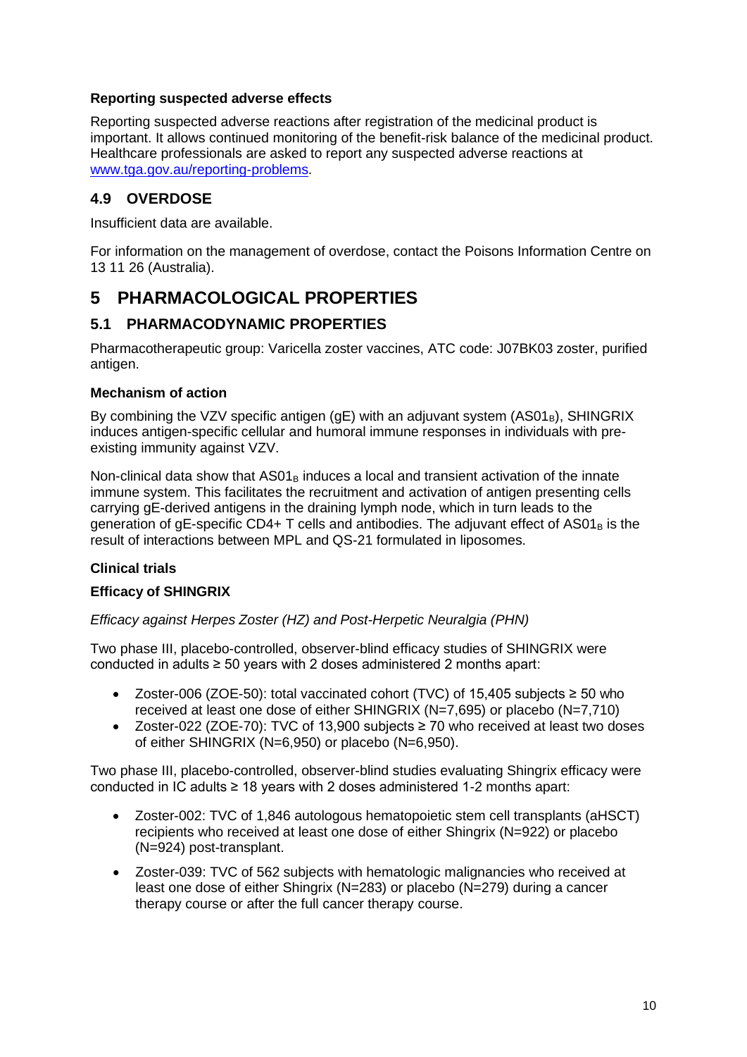**Reporting suspected adverse effects**

Reporting suspected adverse reactions after registration of the medicinal product is important. It allows continued monitoring of the benefit-risk balance of the medicinal product. Healthcare professionals are asked to report any suspected adverse reactions at www.tga.gov.au/reporting-problems.

## 4.9 OVERDOSE

Insufficient data are available.

For information on the management of overdose, contact the Poisons Information Centre on 13 11 26 (Australia).

# 5 PHARMACOLOGICAL PROPERTIES

## 5.1 PHARMACODYNAMIC PROPERTIES

Pharmacotherapeutic group: Varicella zoster vaccines, ATC code: J07BK03 zoster, purified antigen.

**Mechanism of action**

By combining the VZV specific antigen (gE) with an adjuvant system ($AS01_B$), SHINGRIX induces antigen-specific cellular and humoral immune responses in individuals with pre-existing immunity against VZV.

Non-clinical data show that $AS01_B$ induces a local and transient activation of the innate immune system. This facilitates the recruitment and activation of antigen presenting cells carrying gE-derived antigens in the draining lymph node, which in turn leads to the generation of gE-specific CD4+ T cells and antibodies. The adjuvant effect of $AS01_B$ is the result of interactions between MPL and QS-21 formulated in liposomes.

**Clinical trials**

**Efficacy of SHINGRIX**

*Efficacy against Herpes Zoster (HZ) and Post-Herpetic Neuralgia (PHN)*

Two phase III, placebo-controlled, observer-blind efficacy studies of SHINGRIX were conducted in adults ≥ 50 years with 2 doses administered 2 months apart:

- Zoster-006 (ZOE-50): total vaccinated cohort (TVC) of 15,405 subjects ≥ 50 who received at least one dose of either SHINGRIX (N=7,695) or placebo (N=7,710)
- Zoster-022 (ZOE-70): TVC of 13,900 subjects ≥ 70 who received at least two doses of either SHINGRIX (N=6,950) or placebo (N=6,950).

Two phase III, placebo-controlled, observer-blind studies evaluating Shingrix efficacy were conducted in IC adults ≥ 18 years with 2 doses administered 1-2 months apart:

- Zoster-002: TVC of 1,846 autologous hematopoietic stem cell transplants (aHSCT) recipients who received at least one dose of either Shingrix (N=922) or placebo (N=924) post-transplant.
- Zoster-039: TVC of 562 subjects with hematologic malignancies who received at least one dose of either Shingrix (N=283) or placebo (N=279) during a cancer therapy course or after the full cancer therapy course.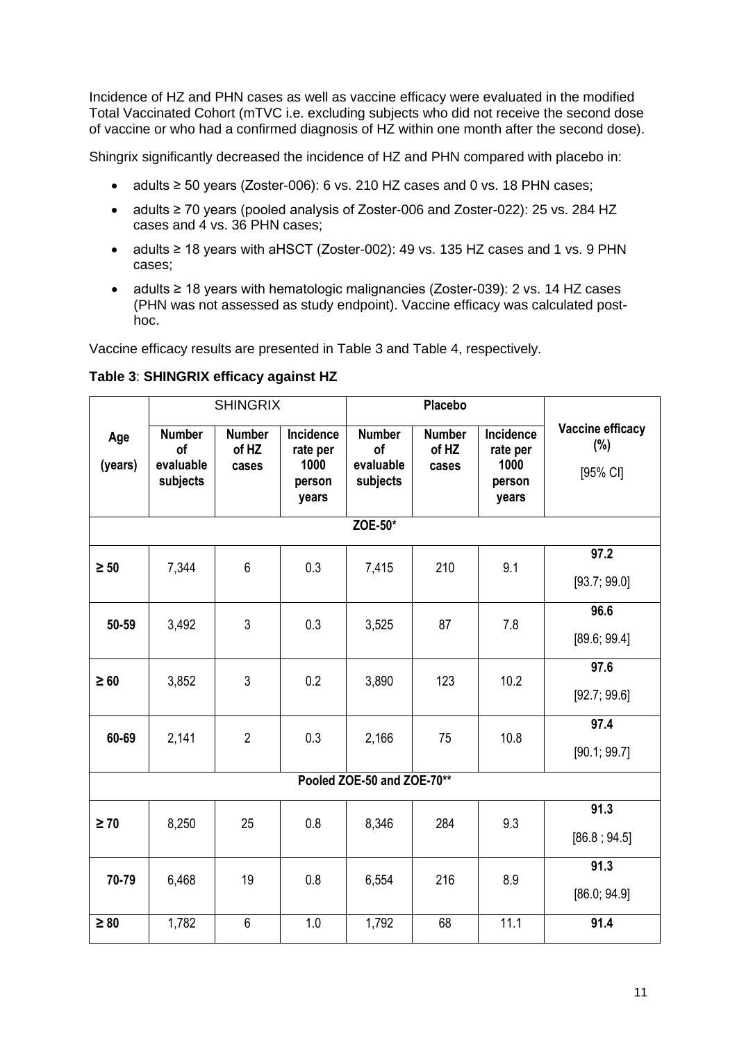Incidence of HZ and PHN cases as well as vaccine efficacy were evaluated in the modified Total Vaccinated Cohort (mTVC i.e. excluding subjects who did not receive the second dose of vaccine or who had a confirmed diagnosis of HZ within one month after the second dose).

Shingrix significantly decreased the incidence of HZ and PHN compared with placebo in:

- adults ≥ 50 years (Zoster-006): 6 vs. 210 HZ cases and 0 vs. 18 PHN cases;
- adults ≥ 70 years (pooled analysis of Zoster-006 and Zoster-022): 25 vs. 284 HZ cases and 4 vs. 36 PHN cases;
- adults ≥ 18 years with aHSCT (Zoster-002): 49 vs. 135 HZ cases and 1 vs. 9 PHN cases;
- adults ≥ 18 years with hematologic malignancies (Zoster-039): 2 vs. 14 HZ cases (PHN was not assessed as study endpoint). Vaccine efficacy was calculated post-hoc.

Vaccine efficacy results are presented in Table 3 and Table 4, respectively.

**Table 3**: **SHINGRIX efficacy against HZ**

| Age (years) | SHINGRIX | | | Placebo | | | Vaccine efficacy (%) [95% CI] |
|---|---|---|---|---|---|---|---|
| | Number of evaluable subjects | Number of HZ cases | Incidence rate per 1000 person years | Number of evaluable subjects | Number of HZ cases | Incidence rate per 1000 person years | |
| **ZOE-50*** | | | | | | | |
| **≥ 50** | 7,344 | 6 | 0.3 | 7,415 | 210 | 9.1 | **97.2** [93.7; 99.0] |
| **50-59** | 3,492 | 3 | 0.3 | 3,525 | 87 | 7.8 | **96.6** [89.6; 99.4] |
| **≥ 60** | 3,852 | 3 | 0.2 | 3,890 | 123 | 10.2 | **97.6** [92.7; 99.6] |
| **60-69** | 2,141 | 2 | 0.3 | 2,166 | 75 | 10.8 | **97.4** [90.1; 99.7] |
| **Pooled ZOE-50 and ZOE-70**** | | | | | | | |
| **≥ 70** | 8,250 | 25 | 0.8 | 8,346 | 284 | 9.3 | **91.3** [86.8 ; 94.5] |
| **70-79** | 6,468 | 19 | 0.8 | 6,554 | 216 | 8.9 | **91.3** [86.0; 94.9] |
| **≥ 80** | 1,782 | 6 | 1.0 | 1,792 | 68 | 11.1 | **91.4** |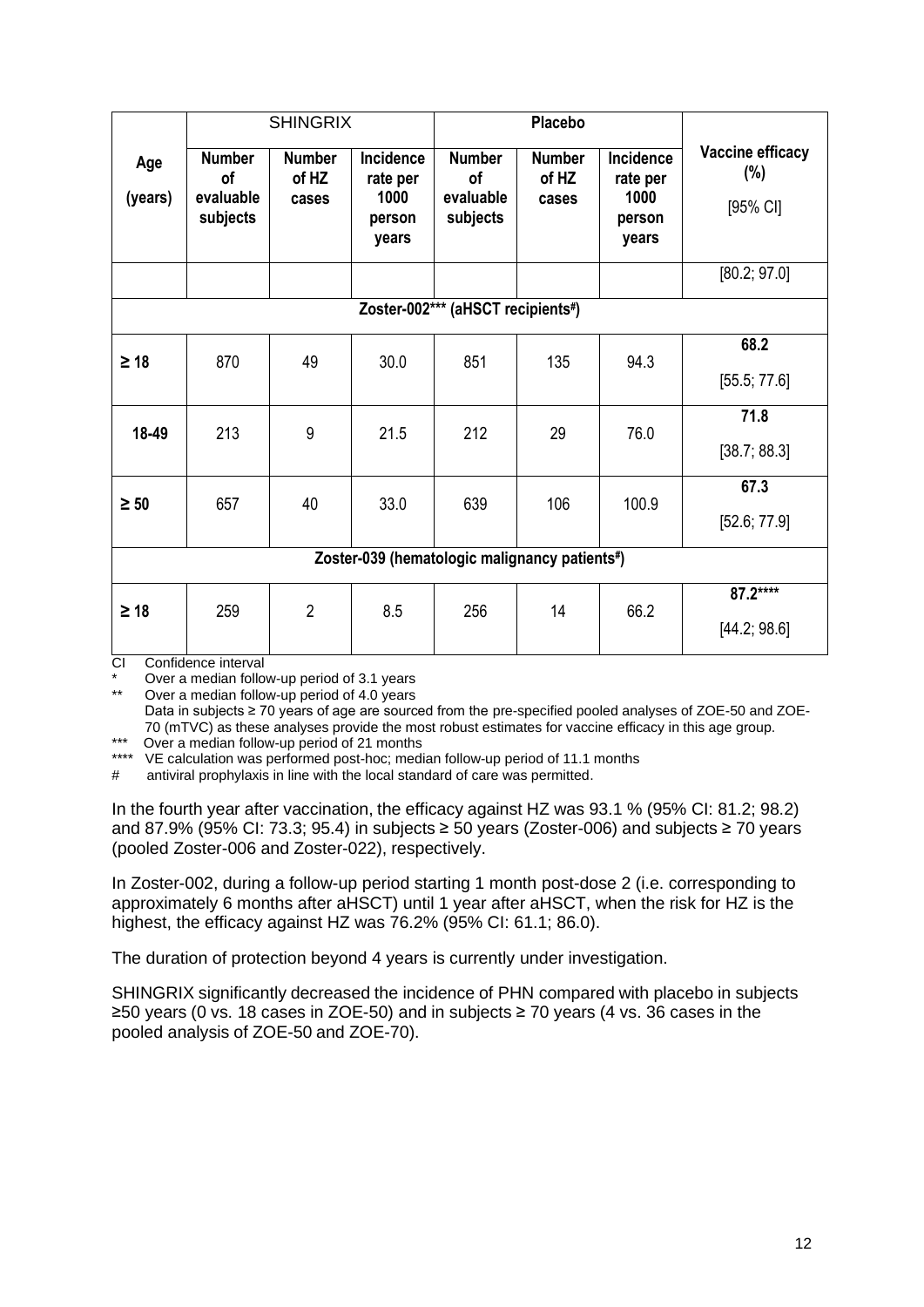| Age (years) | SHINGRIX | | | Placebo | | | Vaccine efficacy (%) [95% CI] |
|---|---|---|---|---|---|---|---|
| | Number of evaluable subjects | Number of HZ cases | Incidence rate per 1000 person years | Number of evaluable subjects | Number of HZ cases | Incidence rate per 1000 person years | |
| | | | | | | | [80.2; 97.0] |
| **Zoster-002*** (aHSCT recipients#)** | | | | | | | |
| **≥ 18** | 870 | 49 | 30.0 | 851 | 135 | 94.3 | **68.2** [55.5; 77.6] |
| **18-49** | 213 | 9 | 21.5 | 212 | 29 | 76.0 | **71.8** [38.7; 88.3] |
| **≥ 50** | 657 | 40 | 33.0 | 639 | 106 | 100.9 | **67.3** [52.6; 77.9] |
| **Zoster-039 (hematologic malignancy patients#)** | | | | | | | |
| **≥ 18** | 259 | 2 | 8.5 | 256 | 14 | 66.2 | **87.2****** [44.2; 98.6] |

CI Confidence interval
\* Over a median follow-up period of 3.1 years
** Over a median follow-up period of 4.0 years
Data in subjects ≥ 70 years of age are sourced from the pre-specified pooled analyses of ZOE-50 and ZOE-70 (mTVC) as these analyses provide the most robust estimates for vaccine efficacy in this age group.
*** Over a median follow-up period of 21 months
**** VE calculation was performed post-hoc; median follow-up period of 11.1 months
\# antiviral prophylaxis in line with the local standard of care was permitted.

In the fourth year after vaccination, the efficacy against HZ was 93.1 % (95% CI: 81.2; 98.2) and 87.9% (95% CI: 73.3; 95.4) in subjects ≥ 50 years (Zoster-006) and subjects ≥ 70 years (pooled Zoster-006 and Zoster-022), respectively.

In Zoster-002, during a follow-up period starting 1 month post-dose 2 (i.e. corresponding to approximately 6 months after aHSCT) until 1 year after aHSCT, when the risk for HZ is the highest, the efficacy against HZ was 76.2% (95% CI: 61.1; 86.0).

The duration of protection beyond 4 years is currently under investigation.

SHINGRIX significantly decreased the incidence of PHN compared with placebo in subjects ≥50 years (0 vs. 18 cases in ZOE-50) and in subjects ≥ 70 years (4 vs. 36 cases in the pooled analysis of ZOE-50 and ZOE-70).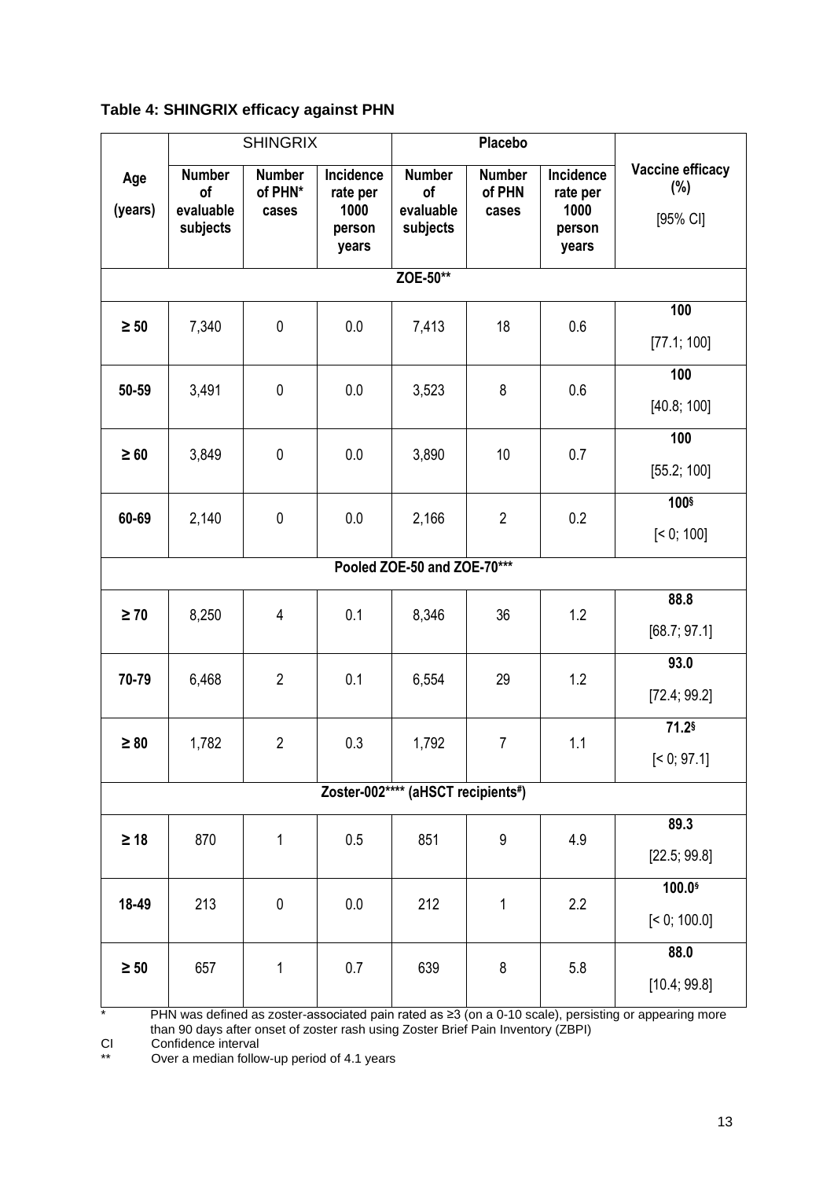**Table 4: SHINGRIX efficacy against PHN**

| Age (years) | SHINGRIX | | | Placebo | | | Vaccine efficacy (%) [95% CI] |
|---|---|---|---|---|---|---|---|
| | Number of evaluable subjects | Number of PHN* cases | Incidence rate per 1000 person years | Number of evaluable subjects | Number of PHN cases | Incidence rate per 1000 person years | |
| **ZOE-50**** | | | | | | | |
| **≥ 50** | 7,340 | 0 | 0.0 | 7,413 | 18 | 0.6 | **100** [77.1; 100] |
| **50-59** | 3,491 | 0 | 0.0 | 3,523 | 8 | 0.6 | **100** [40.8; 100] |
| **≥ 60** | 3,849 | 0 | 0.0 | 3,890 | 10 | 0.7 | **100** [55.2; 100] |
| **60-69** | 2,140 | 0 | 0.0 | 2,166 | 2 | 0.2 | **100**[§] [< 0; 100] |
| **Pooled ZOE-50 and ZOE-70***** | | | | | | | |
| **≥ 70** | 8,250 | 4 | 0.1 | 8,346 | 36 | 1.2 | **88.8** [68.7; 97.1] |
| **70-79** | 6,468 | 2 | 0.1 | 6,554 | 29 | 1.2 | **93.0** [72.4; 99.2] |
| **≥ 80** | 1,782 | 2 | 0.3 | 1,792 | 7 | 1.1 | **71.2**[§] [< 0; 97.1] |
| **Zoster-002****** (aHSCT recipients[#])** | | | | | | | |
| **≥ 18** | 870 | 1 | 0.5 | 851 | 9 | 4.9 | **89.3** [22.5; 99.8] |
| **18-49** | 213 | 0 | 0.0 | 212 | 1 | 2.2 | **100.0**[§] [< 0; 100.0] |
| **≥ 50** | 657 | 1 | 0.7 | 639 | 8 | 5.8 | **88.0** [10.4; 99.8] |

\* PHN was defined as zoster-associated pain rated as ≥3 (on a 0-10 scale), persisting or appearing more than 90 days after onset of zoster rash using Zoster Brief Pain Inventory (ZBPI)

CI Confidence interval

** Over a median follow-up period of 4.1 years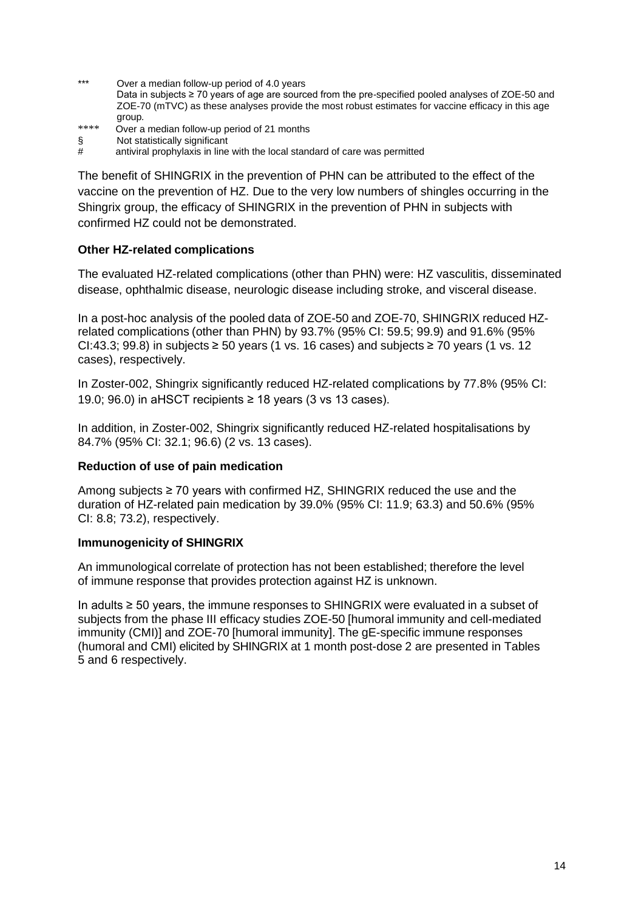\*\*\* Over a median follow-up period of 4.0 years
Data in subjects ≥ 70 years of age are sourced from the pre-specified pooled analyses of ZOE-50 and ZOE-70 (mTVC) as these analyses provide the most robust estimates for vaccine efficacy in this age group.

\*\*\*\* Over a median follow-up period of 21 months

§ Not statistically significant

\# antiviral prophylaxis in line with the local standard of care was permitted

The benefit of SHINGRIX in the prevention of PHN can be attributed to the effect of the vaccine on the prevention of HZ. Due to the very low numbers of shingles occurring in the Shingrix group, the efficacy of SHINGRIX in the prevention of PHN in subjects with confirmed HZ could not be demonstrated.

**Other HZ-related complications**

The evaluated HZ-related complications (other than PHN) were: HZ vasculitis, disseminated disease, ophthalmic disease, neurologic disease including stroke, and visceral disease.

In a post-hoc analysis of the pooled data of ZOE-50 and ZOE-70, SHINGRIX reduced HZ-related complications (other than PHN) by 93.7% (95% CI: 59.5; 99.9) and 91.6% (95% CI:43.3; 99.8) in subjects ≥ 50 years (1 vs. 16 cases) and subjects ≥ 70 years (1 vs. 12 cases), respectively.

In Zoster-002, Shingrix significantly reduced HZ-related complications by 77.8% (95% CI: 19.0; 96.0) in aHSCT recipients ≥ 18 years (3 vs 13 cases).

In addition, in Zoster-002, Shingrix significantly reduced HZ-related hospitalisations by 84.7% (95% CI: 32.1; 96.6) (2 vs. 13 cases).

**Reduction of use of pain medication**

Among subjects ≥ 70 years with confirmed HZ, SHINGRIX reduced the use and the duration of HZ-related pain medication by 39.0% (95% CI: 11.9; 63.3) and 50.6% (95% CI: 8.8; 73.2), respectively.

**Immunogenicity of SHINGRIX**

An immunological correlate of protection has not been established; therefore the level of immune response that provides protection against HZ is unknown.

In adults ≥ 50 years, the immune responses to SHINGRIX were evaluated in a subset of subjects from the phase III efficacy studies ZOE-50 [humoral immunity and cell-mediated immunity (CMI)] and ZOE-70 [humoral immunity]. The gE-specific immune responses (humoral and CMI) elicited by SHINGRIX at 1 month post-dose 2 are presented in Tables 5 and 6 respectively.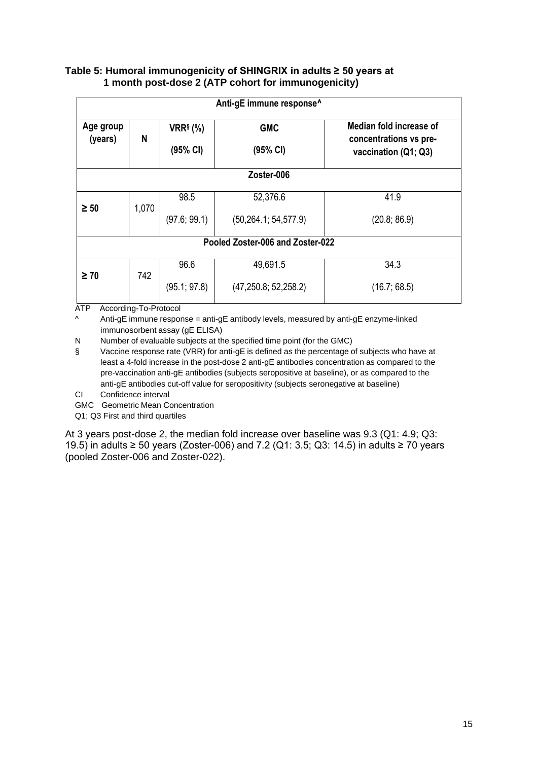**Table 5: Humoral immunogenicity of SHINGRIX in adults ≥ 50 years at 1 month post-dose 2 (ATP cohort for immunogenicity)**

| Anti-gE immune response^ | | | | |
|---|---|---|---|---|
| **Age group (years)** | **N** | **VRR§ (%) (95% CI)** | **GMC (95% CI)** | **Median fold increase of concentrations vs pre-vaccination (Q1; Q3)** |
| **Zoster-006** | | | | |
| **≥ 50** | 1,070 | 98.5 (97.6; 99.1) | 52,376.6 (50,264.1; 54,577.9) | 41.9 (20.8; 86.9) |
| **Pooled Zoster-006 and Zoster-022** | | | | |
| **≥ 70** | 742 | 96.6 (95.1; 97.8) | 49,691.5 (47,250.8; 52,258.2) | 34.3 (16.7; 68.5) |

ATP According-To-Protocol

^ Anti-gE immune response = anti-gE antibody levels, measured by anti-gE enzyme-linked immunosorbent assay (gE ELISA)

N Number of evaluable subjects at the specified time point (for the GMC)

§ Vaccine response rate (VRR) for anti-gE is defined as the percentage of subjects who have at least a 4-fold increase in the post-dose 2 anti-gE antibodies concentration as compared to the pre-vaccination anti-gE antibodies (subjects seropositive at baseline), or as compared to the anti-gE antibodies cut-off value for seropositivity (subjects seronegative at baseline)

CI Confidence interval

GMC Geometric Mean Concentration

Q1; Q3 First and third quartiles

At 3 years post-dose 2, the median fold increase over baseline was 9.3 (Q1: 4.9; Q3: 19.5) in adults ≥ 50 years (Zoster-006) and 7.2 (Q1: 3.5; Q3: 14.5) in adults ≥ 70 years (pooled Zoster-006 and Zoster-022).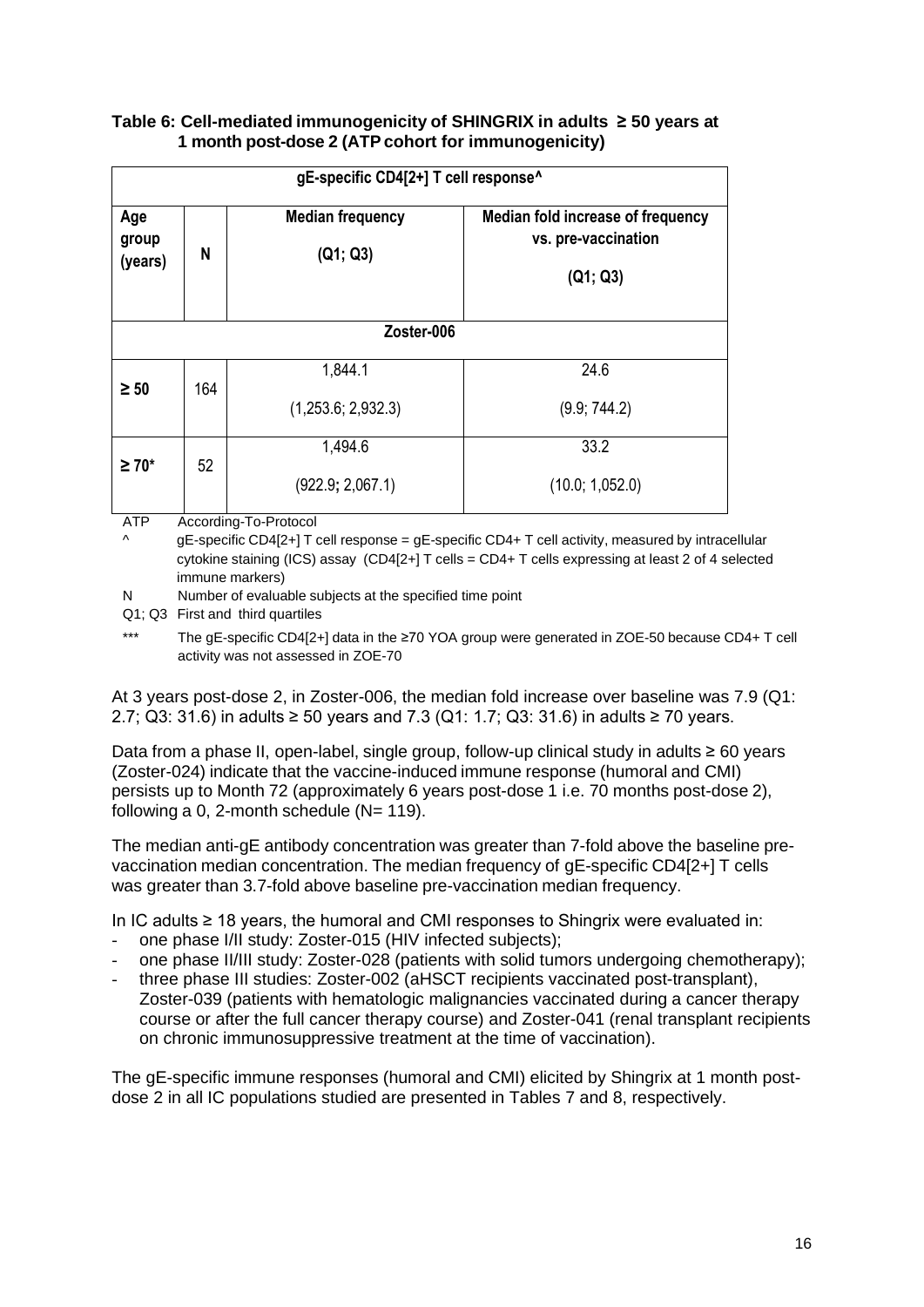**Table 6: Cell-mediated immunogenicity of SHINGRIX in adults ≥ 50 years at 1 month post-dose 2 (ATP cohort for immunogenicity)**

| gE-specific CD4[2+] T cell response^ | | | |
|---|---|---|---|
| Age group (years) | N | Median frequency (Q1; Q3) | Median fold increase of frequency vs. pre-vaccination (Q1; Q3) |
| Zoster-006 | | | |
| ≥ 50 | 164 | 1,844.1 (1,253.6; 2,932.3) | 24.6 (9.9; 744.2) |
| ≥ 70* | 52 | 1,494.6 (922.9; 2,067.1) | 33.2 (10.0; 1,052.0) |

ATP According-To-Protocol

^ gE-specific CD4[2+] T cell response = gE-specific CD4+ T cell activity, measured by intracellular cytokine staining (ICS) assay (CD4[2+] T cells = CD4+ T cells expressing at least 2 of 4 selected immune markers)

N Number of evaluable subjects at the specified time point

Q1; Q3 First and third quartiles

*** The gE-specific CD4[2+] data in the ≥70 YOA group were generated in ZOE-50 because CD4+ T cell activity was not assessed in ZOE-70

At 3 years post-dose 2, in Zoster-006, the median fold increase over baseline was 7.9 (Q1: 2.7; Q3: 31.6) in adults ≥ 50 years and 7.3 (Q1: 1.7; Q3: 31.6) in adults ≥ 70 years.

Data from a phase II, open-label, single group, follow-up clinical study in adults ≥ 60 years (Zoster-024) indicate that the vaccine-induced immune response (humoral and CMI) persists up to Month 72 (approximately 6 years post-dose 1 i.e. 70 months post-dose 2), following a 0, 2-month schedule (N= 119).

The median anti-gE antibody concentration was greater than 7-fold above the baseline pre-vaccination median concentration. The median frequency of gE-specific CD4[2+] T cells was greater than 3.7-fold above baseline pre-vaccination median frequency.

In IC adults ≥ 18 years, the humoral and CMI responses to Shingrix were evaluated in:

- one phase I/II study: Zoster-015 (HIV infected subjects);
- one phase II/III study: Zoster-028 (patients with solid tumors undergoing chemotherapy);
- three phase III studies: Zoster-002 (aHSCT recipients vaccinated post-transplant), Zoster-039 (patients with hematologic malignancies vaccinated during a cancer therapy course or after the full cancer therapy course) and Zoster-041 (renal transplant recipients on chronic immunosuppressive treatment at the time of vaccination).

The gE-specific immune responses (humoral and CMI) elicited by Shingrix at 1 month post-dose 2 in all IC populations studied are presented in Tables 7 and 8, respectively.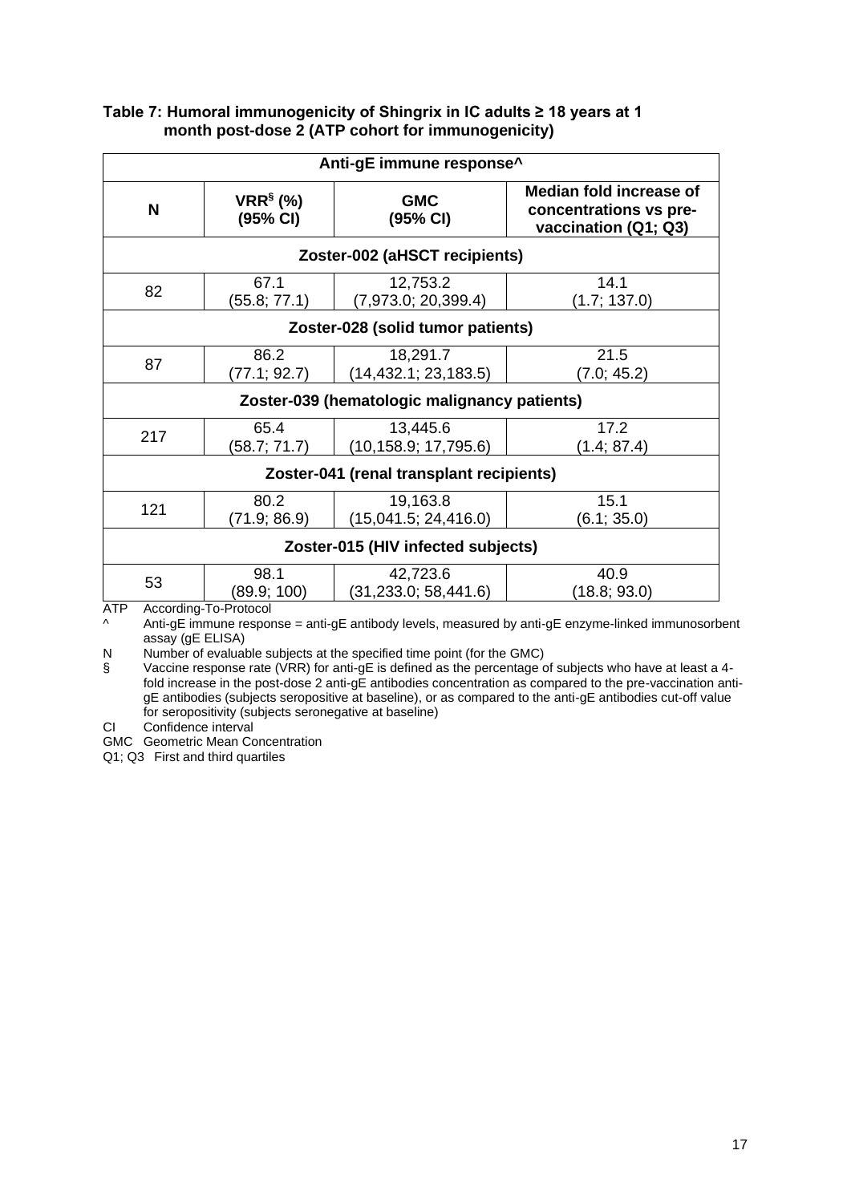**Table 7: Humoral immunogenicity of Shingrix in IC adults ≥ 18 years at 1 month post-dose 2 (ATP cohort for immunogenicity)**

| Anti-gE immune response^ | | | |
|---|---|---|---|
| **N** | **VRR[§] (%) (95% CI)** | **GMC (95% CI)** | **Median fold increase of concentrations vs pre-vaccination (Q1; Q3)** |
| **Zoster-002 (aHSCT recipients)** | | | |
| 82 | 67.1 (55.8; 77.1) | 12,753.2 (7,973.0; 20,399.4) | 14.1 (1.7; 137.0) |
| **Zoster-028 (solid tumor patients)** | | | |
| 87 | 86.2 (77.1; 92.7) | 18,291.7 (14,432.1; 23,183.5) | 21.5 (7.0; 45.2) |
| **Zoster-039 (hematologic malignancy patients)** | | | |
| 217 | 65.4 (58.7; 71.7) | 13,445.6 (10,158.9; 17,795.6) | 17.2 (1.4; 87.4) |
| **Zoster-041 (renal transplant recipients)** | | | |
| 121 | 80.2 (71.9; 86.9) | 19,163.8 (15,041.5; 24,416.0) | 15.1 (6.1; 35.0) |
| **Zoster-015 (HIV infected subjects)** | | | |
| 53 | 98.1 (89.9; 100) | 42,723.6 (31,233.0; 58,441.6) | 40.9 (18.8; 93.0) |

ATP According-To-Protocol

^ Anti-gE immune response = anti-gE antibody levels, measured by anti-gE enzyme-linked immunosorbent assay (gE ELISA)

N Number of evaluable subjects at the specified time point (for the GMC)

§ Vaccine response rate (VRR) for anti-gE is defined as the percentage of subjects who have at least a 4-fold increase in the post-dose 2 anti-gE antibodies concentration as compared to the pre-vaccination anti-gE antibodies (subjects seropositive at baseline), or as compared to the anti-gE antibodies cut-off value for seropositivity (subjects seronegative at baseline)

CI Confidence interval

GMC Geometric Mean Concentration

Q1; Q3 First and third quartiles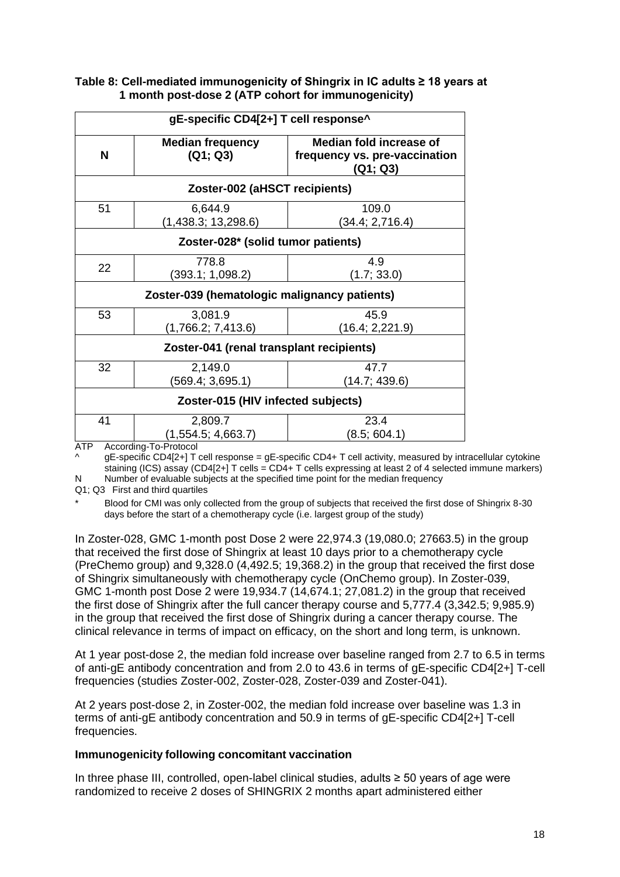**Table 8: Cell-mediated immunogenicity of Shingrix in IC adults ≥ 18 years at 1 month post-dose 2 (ATP cohort for immunogenicity)**

| gE-specific CD4[2+] T cell response^ | | |
|---|---|---|
| **N** | **Median frequency (Q1; Q3)** | **Median fold increase of frequency vs. pre-vaccination (Q1; Q3)** |
| **Zoster-002 (aHSCT recipients)** | | |
| 51 | 6,644.9 (1,438.3; 13,298.6) | 109.0 (34.4; 2,716.4) |
| **Zoster-028* (solid tumor patients)** | | |
| 22 | 778.8 (393.1; 1,098.2) | 4.9 (1.7; 33.0) |
| **Zoster-039 (hematologic malignancy patients)** | | |
| 53 | 3,081.9 (1,766.2; 7,413.6) | 45.9 (16.4; 2,221.9) |
| **Zoster-041 (renal transplant recipients)** | | |
| 32 | 2,149.0 (569.4; 3,695.1) | 47.7 (14.7; 439.6) |
| **Zoster-015 (HIV infected subjects)** | | |
| 41 | 2,809.7 (1,554.5; 4,663.7) | 23.4 (8.5; 604.1) |

ATP According-To-Protocol

^ gE-specific CD4[2+] T cell response = gE-specific CD4+ T cell activity, measured by intracellular cytokine staining (ICS) assay (CD4[2+] T cells = CD4+ T cells expressing at least 2 of 4 selected immune markers)

N Number of evaluable subjects at the specified time point for the median frequency

Q1; Q3 First and third quartiles

\* Blood for CMI was only collected from the group of subjects that received the first dose of Shingrix 8-30 days before the start of a chemotherapy cycle (i.e. largest group of the study)

In Zoster-028, GMC 1-month post Dose 2 were 22,974.3 (19,080.0; 27663.5) in the group that received the first dose of Shingrix at least 10 days prior to a chemotherapy cycle (PreChemo group) and 9,328.0 (4,492.5; 19,368.2) in the group that received the first dose of Shingrix simultaneously with chemotherapy cycle (OnChemo group). In Zoster-039, GMC 1-month post Dose 2 were 19,934.7 (14,674.1; 27,081.2) in the group that received the first dose of Shingrix after the full cancer therapy course and 5,777.4 (3,342.5; 9,985.9) in the group that received the first dose of Shingrix during a cancer therapy course. The clinical relevance in terms of impact on efficacy, on the short and long term, is unknown.

At 1 year post-dose 2, the median fold increase over baseline ranged from 2.7 to 6.5 in terms of anti-gE antibody concentration and from 2.0 to 43.6 in terms of gE-specific CD4[2+] T-cell frequencies (studies Zoster-002, Zoster-028, Zoster-039 and Zoster-041).

At 2 years post-dose 2, in Zoster-002, the median fold increase over baseline was 1.3 in terms of anti-gE antibody concentration and 50.9 in terms of gE-specific CD4[2+] T-cell frequencies.

**Immunogenicity following concomitant vaccination**

In three phase III, controlled, open-label clinical studies, adults ≥ 50 years of age were randomized to receive 2 doses of SHINGRIX 2 months apart administered either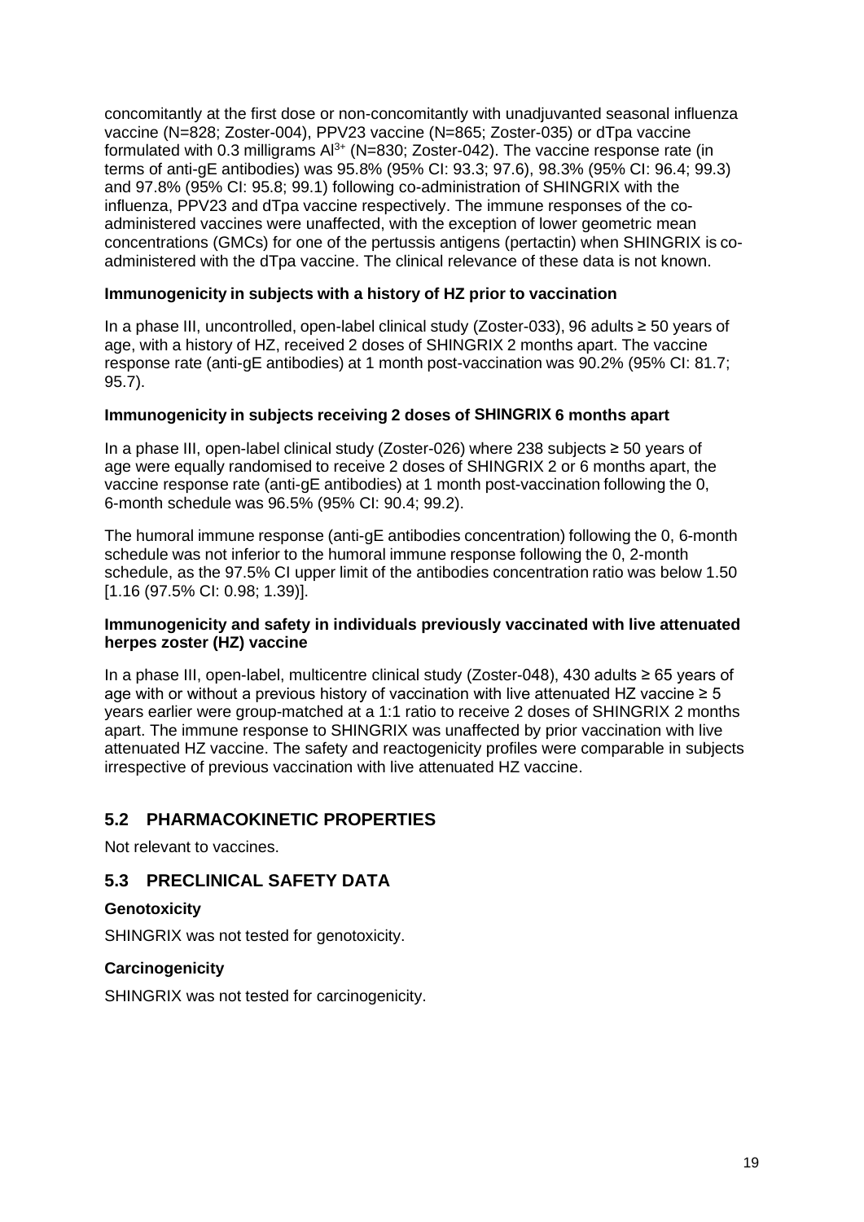concomitantly at the first dose or non-concomitantly with unadjuvanted seasonal influenza vaccine (N=828; Zoster-004), PPV23 vaccine (N=865; Zoster-035) or dTpa vaccine formulated with 0.3 milligrams $Al^{3+}$ (N=830; Zoster-042). The vaccine response rate (in terms of anti-gE antibodies) was 95.8% (95% CI: 93.3; 97.6), 98.3% (95% CI: 96.4; 99.3) and 97.8% (95% CI: 95.8; 99.1) following co-administration of SHINGRIX with the influenza, PPV23 and dTpa vaccine respectively. The immune responses of the co-administered vaccines were unaffected, with the exception of lower geometric mean concentrations (GMCs) for one of the pertussis antigens (pertactin) when SHINGRIX is co-administered with the dTpa vaccine. The clinical relevance of these data is not known.

**Immunogenicity in subjects with a history of HZ prior to vaccination**

In a phase III, uncontrolled, open-label clinical study (Zoster-033), 96 adults ≥ 50 years of age, with a history of HZ, received 2 doses of SHINGRIX 2 months apart. The vaccine response rate (anti-gE antibodies) at 1 month post-vaccination was 90.2% (95% CI: 81.7; 95.7).

**Immunogenicity in subjects receiving 2 doses of SHINGRIX 6 months apart**

In a phase III, open-label clinical study (Zoster-026) where 238 subjects ≥ 50 years of age were equally randomised to receive 2 doses of SHINGRIX 2 or 6 months apart, the vaccine response rate (anti-gE antibodies) at 1 month post-vaccination following the 0, 6-month schedule was 96.5% (95% CI: 90.4; 99.2).

The humoral immune response (anti-gE antibodies concentration) following the 0, 6-month schedule was not inferior to the humoral immune response following the 0, 2-month schedule, as the 97.5% CI upper limit of the antibodies concentration ratio was below 1.50 [1.16 (97.5% CI: 0.98; 1.39)].

**Immunogenicity and safety in individuals previously vaccinated with live attenuated herpes zoster (HZ) vaccine**

In a phase III, open-label, multicentre clinical study (Zoster-048), 430 adults ≥ 65 years of age with or without a previous history of vaccination with live attenuated HZ vaccine ≥ 5 years earlier were group-matched at a 1:1 ratio to receive 2 doses of SHINGRIX 2 months apart. The immune response to SHINGRIX was unaffected by prior vaccination with live attenuated HZ vaccine. The safety and reactogenicity profiles were comparable in subjects irrespective of previous vaccination with live attenuated HZ vaccine.

## 5.2 PHARMACOKINETIC PROPERTIES

Not relevant to vaccines.

## 5.3 PRECLINICAL SAFETY DATA

**Genotoxicity**

SHINGRIX was not tested for genotoxicity.

**Carcinogenicity**

SHINGRIX was not tested for carcinogenicity.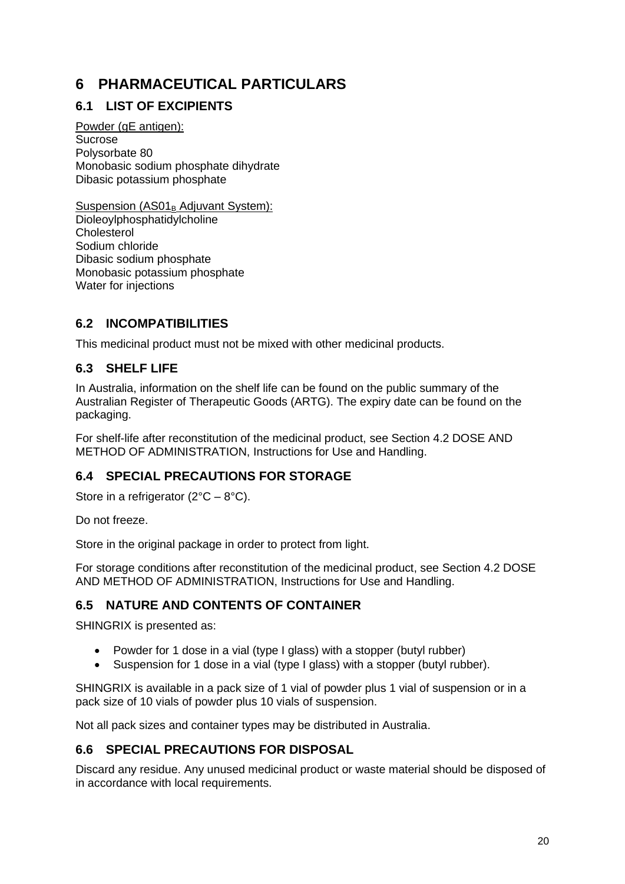# 6 PHARMACEUTICAL PARTICULARS

## 6.1 LIST OF EXCIPIENTS

Powder (gE antigen):
Sucrose
Polysorbate 80
Monobasic sodium phosphate dihydrate
Dibasic potassium phosphate

Suspension ($AS01_B$ Adjuvant System):
Dioleoylphosphatidylcholine
Cholesterol
Sodium chloride
Dibasic sodium phosphate
Monobasic potassium phosphate
Water for injections

## 6.2 INCOMPATIBILITIES

This medicinal product must not be mixed with other medicinal products.

## 6.3 SHELF LIFE

In Australia, information on the shelf life can be found on the public summary of the Australian Register of Therapeutic Goods (ARTG). The expiry date can be found on the packaging.

For shelf-life after reconstitution of the medicinal product, see Section 4.2 DOSE AND METHOD OF ADMINISTRATION, Instructions for Use and Handling.

## 6.4 SPECIAL PRECAUTIONS FOR STORAGE

Store in a refrigerator (2°C – 8°C).

Do not freeze.

Store in the original package in order to protect from light.

For storage conditions after reconstitution of the medicinal product, see Section 4.2 DOSE AND METHOD OF ADMINISTRATION, Instructions for Use and Handling.

## 6.5 NATURE AND CONTENTS OF CONTAINER

SHINGRIX is presented as:

- Powder for 1 dose in a vial (type I glass) with a stopper (butyl rubber)
- Suspension for 1 dose in a vial (type I glass) with a stopper (butyl rubber).

SHINGRIX is available in a pack size of 1 vial of powder plus 1 vial of suspension or in a pack size of 10 vials of powder plus 10 vials of suspension.

Not all pack sizes and container types may be distributed in Australia.

## 6.6 SPECIAL PRECAUTIONS FOR DISPOSAL

Discard any residue. Any unused medicinal product or waste material should be disposed of in accordance with local requirements.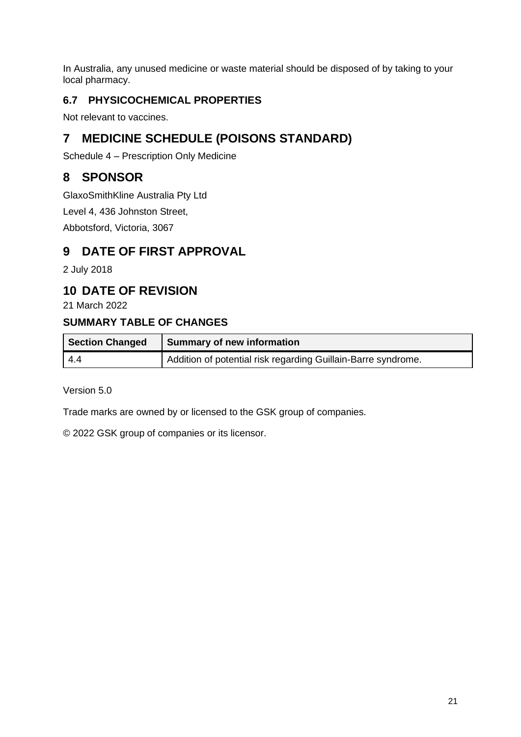In Australia, any unused medicine or waste material should be disposed of by taking to your local pharmacy.

### 6.7 PHYSICOCHEMICAL PROPERTIES

Not relevant to vaccines.

## 7 MEDICINE SCHEDULE (POISONS STANDARD)

Schedule 4 – Prescription Only Medicine

## 8 SPONSOR

GlaxoSmithKline Australia Pty Ltd

Level 4, 436 Johnston Street,

Abbotsford, Victoria, 3067

## 9 DATE OF FIRST APPROVAL

2 July 2018

## 10 DATE OF REVISION

21 March 2022

### SUMMARY TABLE OF CHANGES

| Section Changed | Summary of new information |
|---|---|
| 4.4 | Addition of potential risk regarding Guillain-Barre syndrome. |

Version 5.0

Trade marks are owned by or licensed to the GSK group of companies.

© 2022 GSK group of companies or its licensor.